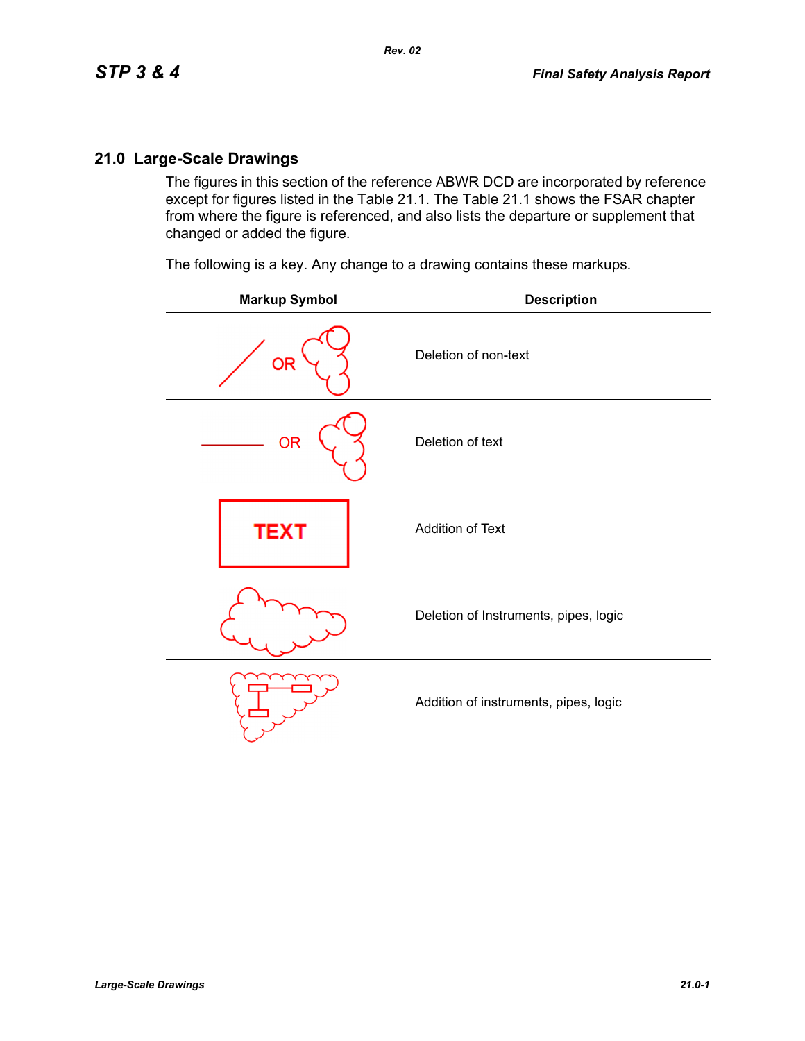## 21.0 Large-Scale Drawings

The figures in this section of the reference ABWR DCD are incorporated by reference except for figures listed in the Table 21.1. The Table 21.1 shows the FSAR chapter from where the figure is referenced, and also lists the departure or supplement that changed or added the figure.

The following is a key. Any change to a drawing contains these markups.

| Markup Symbol | Description |
| --- | --- |
| / OR (cloud) | Deletion of non-text |
| —— OR (cloud) | Deletion of text |
| TEXT | Addition of Text |
| (cloud) | Deletion of Instruments, pipes, logic |
| (cloud) | Addition of instruments, pipes, logic |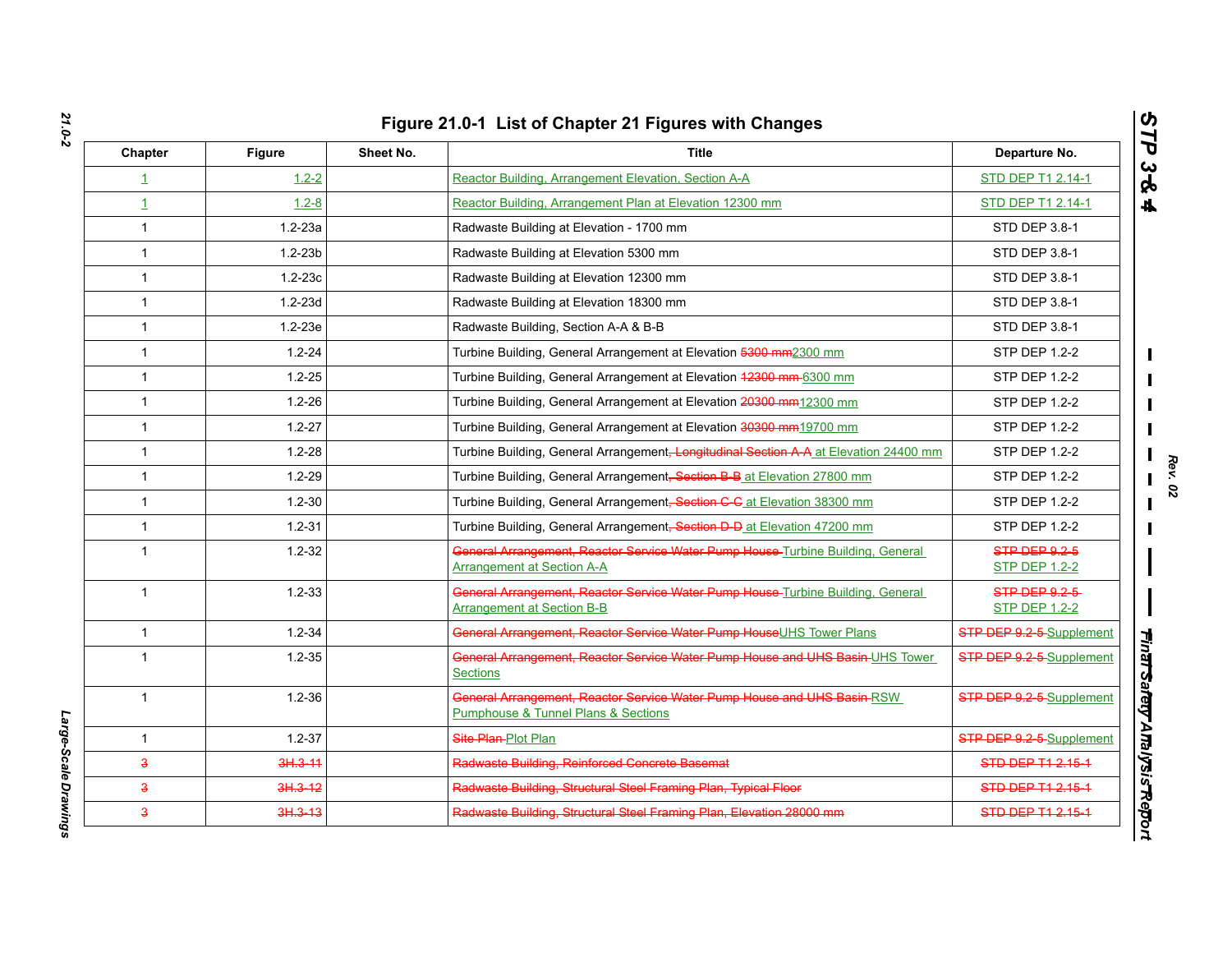# Figure 21.0-1 List of Chapter 21 Figures with Changes

| Chapter | Figure | Sheet No. | Title | Departure No. |
|---|---|---|---|---|
| 1 | 1.2-2 | | Reactor Building, Arrangement Elevation, Section A-A | STD DEP T1 2.14-1 |
| 1 | 1.2-8 | | Reactor Building, Arrangement Plan at Elevation 12300 mm | STD DEP T1 2.14-1 |
| 1 | 1.2-23a | | Radwaste Building at Elevation - 1700 mm | STD DEP 3.8-1 |
| 1 | 1.2-23b | | Radwaste Building at Elevation 5300 mm | STD DEP 3.8-1 |
| 1 | 1.2-23c | | Radwaste Building at Elevation 12300 mm | STD DEP 3.8-1 |
| 1 | 1.2-23d | | Radwaste Building at Elevation 18300 mm | STD DEP 3.8-1 |
| 1 | 1.2-23e | | Radwaste Building, Section A-A & B-B | STD DEP 3.8-1 |
| 1 | 1.2-24 | | Turbine Building, General Arrangement at Elevation ~~5300 mm~~2300 mm | STP DEP 1.2-2 |
| 1 | 1.2-25 | | Turbine Building, General Arrangement at Elevation ~~12300 mm~~ 6300 mm | STP DEP 1.2-2 |
| 1 | 1.2-26 | | Turbine Building, General Arrangement at Elevation ~~20300 mm~~12300 mm | STP DEP 1.2-2 |
| 1 | 1.2-27 | | Turbine Building, General Arrangement at Elevation ~~30300 mm~~19700 mm | STP DEP 1.2-2 |
| 1 | 1.2-28 | | Turbine Building, General Arrangement~~, Longitudinal Section A-A~~ at Elevation 24400 mm | STP DEP 1.2-2 |
| 1 | 1.2-29 | | Turbine Building, General Arrangement~~, Section B-B~~ at Elevation 27800 mm | STP DEP 1.2-2 |
| 1 | 1.2-30 | | Turbine Building, General Arrangement~~, Section C-C~~ at Elevation 38300 mm | STP DEP 1.2-2 |
| 1 | 1.2-31 | | Turbine Building, General Arrangement~~, Section D-D~~ at Elevation 47200 mm | STP DEP 1.2-2 |
| 1 | 1.2-32 | | ~~General Arrangement, Reactor Service Water Pump House~~ Turbine Building, General Arrangement at Section A-A | ~~STP DEP 9.2-5~~ STP DEP 1.2-2 |
| 1 | 1.2-33 | | ~~General Arrangement, Reactor Service Water Pump House~~ Turbine Building, General Arrangement at Section B-B | ~~STP DEP 9.2-5~~ STP DEP 1.2-2 |
| 1 | 1.2-34 | | ~~General Arrangement, Reactor Service Water Pump House~~UHS Tower Plans | ~~STP DEP 9.2-5~~ Supplement |
| 1 | 1.2-35 | | ~~General Arrangement, Reactor Service Water Pump House and UHS Basin~~ UHS Tower Sections | ~~STP DEP 9.2-5~~ Supplement |
| 1 | 1.2-36 | | ~~General Arrangement, Reactor Service Water Pump House and UHS Basin~~ RSW Pumphouse & Tunnel Plans & Sections | ~~STP DEP 9.2-5~~ Supplement |
| 1 | 1.2-37 | | ~~Site Plan~~ Plot Plan | ~~STP DEP 9.2-5~~ Supplement |
| ~~3~~ | ~~3H.3-11~~ | | ~~Radwaste Building, Reinforced Concrete Basemat~~ | ~~STD DEP T1 2.15-1~~ |
| ~~3~~ | ~~3H.3-12~~ | | ~~Radwaste Building, Structural Steel Framing Plan, Typical Floor~~ | ~~STD DEP T1 2.15-1~~ |
| ~~3~~ | ~~3H.3-13~~ | | ~~Radwaste Building, Structural Steel Framing Plan, Elevation 28000 mm~~ | ~~STD DEP T1 2.15-1~~ |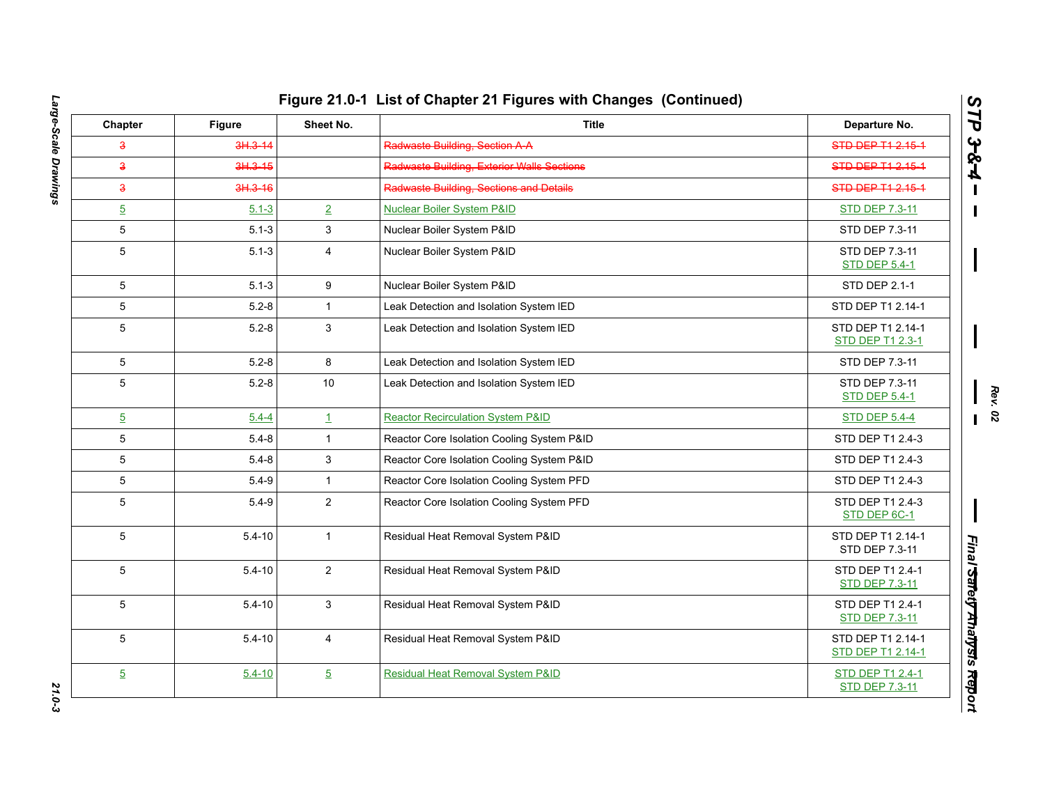# Figure 21.0-1 List of Chapter 21 Figures with Changes (Continued)

| Chapter | Figure | Sheet No. | Title | Departure No. |
|---|---|---|---|---|
| ~~3~~ | ~~3H.3-14~~ | | ~~Radwaste Building, Section A-A~~ | ~~STD DEP T1 2.15-1~~ |
| ~~3~~ | ~~3H.3-15~~ | | ~~Radwaste Building, Exterior Walls Sections~~ | ~~STD DEP T1 2.15-1~~ |
| ~~3~~ | ~~3H.3-16~~ | | ~~Radwaste Building, Sections and Details~~ | ~~STD DEP T1 2.15-1~~ |
| 5 | 5.1-3 | 2 | Nuclear Boiler System P&ID | STD DEP 7.3-11 |
| 5 | 5.1-3 | 3 | Nuclear Boiler System P&ID | STD DEP 7.3-11 |
| 5 | 5.1-3 | 4 | Nuclear Boiler System P&ID | STD DEP 7.3-11<br>STD DEP 5.4-1 |
| 5 | 5.1-3 | 9 | Nuclear Boiler System P&ID | STD DEP 2.1-1 |
| 5 | 5.2-8 | 1 | Leak Detection and Isolation System IED | STD DEP T1 2.14-1 |
| 5 | 5.2-8 | 3 | Leak Detection and Isolation System IED | STD DEP T1 2.14-1<br>STD DEP T1 2.3-1 |
| 5 | 5.2-8 | 8 | Leak Detection and Isolation System IED | STD DEP 7.3-11 |
| 5 | 5.2-8 | 10 | Leak Detection and Isolation System IED | STD DEP 7.3-11<br>STD DEP 5.4-1 |
| 5 | 5.4-4 | 1 | Reactor Recirculation System P&ID | STD DEP 5.4-4 |
| 5 | 5.4-8 | 1 | Reactor Core Isolation Cooling System P&ID | STD DEP T1 2.4-3 |
| 5 | 5.4-8 | 3 | Reactor Core Isolation Cooling System P&ID | STD DEP T1 2.4-3 |
| 5 | 5.4-9 | 1 | Reactor Core Isolation Cooling System PFD | STD DEP T1 2.4-3 |
| 5 | 5.4-9 | 2 | Reactor Core Isolation Cooling System PFD | STD DEP T1 2.4-3<br>STD DEP 6C-1 |
| 5 | 5.4-10 | 1 | Residual Heat Removal System P&ID | STD DEP T1 2.14-1<br>STD DEP 7.3-11 |
| 5 | 5.4-10 | 2 | Residual Heat Removal System P&ID | STD DEP T1 2.4-1<br>STD DEP 7.3-11 |
| 5 | 5.4-10 | 3 | Residual Heat Removal System P&ID | STD DEP T1 2.4-1<br>STD DEP 7.3-11 |
| 5 | 5.4-10 | 4 | Residual Heat Removal System P&ID | STD DEP T1 2.14-1<br>STD DEP T1 2.14-1 |
| 5 | 5.4-10 | 5 | Residual Heat Removal System P&ID | STD DEP T1 2.4-1<br>STD DEP 7.3-11 |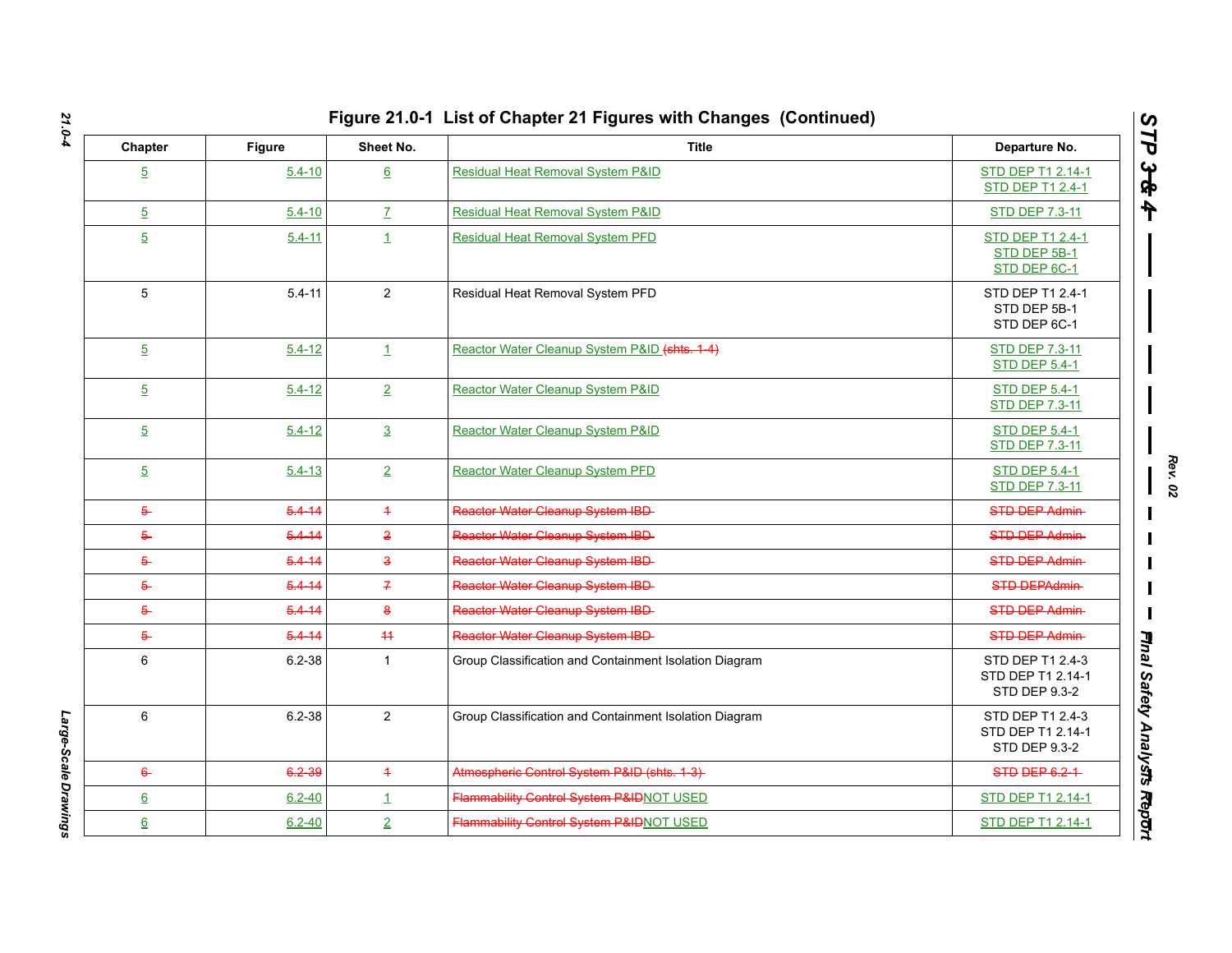# Figure 21.0-1 List of Chapter 21 Figures with Changes (Continued)

| Chapter | Figure | Sheet No. | Title | Departure No. |
|---|---|---|---|---|
| 5 | 5.4-10 | 6 | Residual Heat Removal System P&ID | STD DEP T1 2.14-1<br>STD DEP T1 2.4-1 |
| 5 | 5.4-10 | 7 | Residual Heat Removal System P&ID | STD DEP 7.3-11 |
| 5 | 5.4-11 | 1 | Residual Heat Removal System PFD | STD DEP T1 2.4-1<br>STD DEP 5B-1<br>STD DEP 6C-1 |
| 5 | 5.4-11 | 2 | Residual Heat Removal System PFD | STD DEP T1 2.4-1<br>STD DEP 5B-1<br>STD DEP 6C-1 |
| 5 | 5.4-12 | 1 | Reactor Water Cleanup System P&ID ~~(shts. 1-4)~~ | STD DEP 7.3-11<br>STD DEP 5.4-1 |
| 5 | 5.4-12 | 2 | Reactor Water Cleanup System P&ID | STD DEP 5.4-1<br>STD DEP 7.3-11 |
| 5 | 5.4-12 | 3 | Reactor Water Cleanup System P&ID | STD DEP 5.4-1<br>STD DEP 7.3-11 |
| 5 | 5.4-13 | 2 | Reactor Water Cleanup System PFD | STD DEP 5.4-1<br>STD DEP 7.3-11 |
| ~~5~~ | ~~5.4-14~~ | ~~1~~ | ~~Reactor Water Cleanup System IBD~~ | ~~STD DEP Admin~~ |
| ~~5~~ | ~~5.4-14~~ | ~~2~~ | ~~Reactor Water Cleanup System IBD~~ | ~~STD DEP Admin~~ |
| ~~5~~ | ~~5.4-14~~ | ~~3~~ | ~~Reactor Water Cleanup System IBD~~ | ~~STD DEP Admin~~ |
| ~~5~~ | ~~5.4-14~~ | ~~7~~ | ~~Reactor Water Cleanup System IBD~~ | ~~STD DEPAdmin~~ |
| ~~5~~ | ~~5.4-14~~ | ~~8~~ | ~~Reactor Water Cleanup System IBD~~ | ~~STD DEP Admin~~ |
| ~~5~~ | ~~5.4-14~~ | ~~11~~ | ~~Reactor Water Cleanup System IBD~~ | ~~STD DEP Admin~~ |
| 6 | 6.2-38 | 1 | Group Classification and Containment Isolation Diagram | STD DEP T1 2.4-3<br>STD DEP T1 2.14-1<br>STD DEP 9.3-2 |
| 6 | 6.2-38 | 2 | Group Classification and Containment Isolation Diagram | STD DEP T1 2.4-3<br>STD DEP T1 2.14-1<br>STD DEP 9.3-2 |
| ~~6~~ | ~~6.2-39~~ | ~~1~~ | ~~Atmospheric Control System P&ID (shts. 1-3)~~ | ~~STD DEP 6.2-1~~ |
| 6 | 6.2-40 | 1 | ~~Flammability Control System P&ID~~NOT USED | STD DEP T1 2.14-1 |
| 6 | 6.2-40 | 2 | ~~Flammability Control System P&ID~~NOT USED | STD DEP T1 2.14-1 |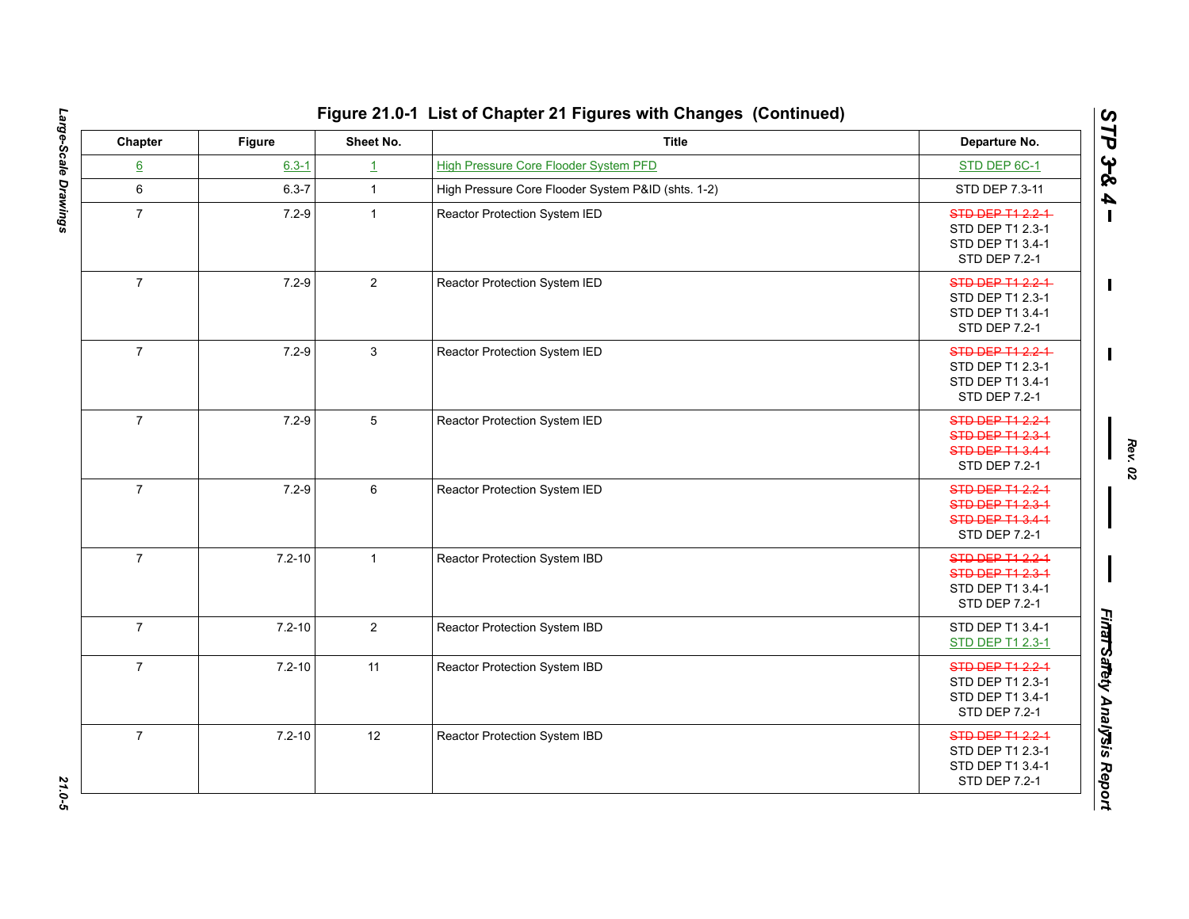# Figure 21.0-1 List of Chapter 21 Figures with Changes (Continued)

| Chapter | Figure | Sheet No. | Title | Departure No. |
|---|---|---|---|---|
| 6 | 6.3-1 | 1 | High Pressure Core Flooder System PFD | STD DEP 6C-1 |
| 6 | 6.3-7 | 1 | High Pressure Core Flooder System P&ID (shts. 1-2) | STD DEP 7.3-11 |
| 7 | 7.2-9 | 1 | Reactor Protection System IED | ~~STD DEP T1 2.2-1~~ STD DEP T1 2.3-1 STD DEP T1 3.4-1 STD DEP 7.2-1 |
| 7 | 7.2-9 | 2 | Reactor Protection System IED | ~~STD DEP T1 2.2-1~~ STD DEP T1 2.3-1 STD DEP T1 3.4-1 STD DEP 7.2-1 |
| 7 | 7.2-9 | 3 | Reactor Protection System IED | ~~STD DEP T1 2.2-1~~ STD DEP T1 2.3-1 STD DEP T1 3.4-1 STD DEP 7.2-1 |
| 7 | 7.2-9 | 5 | Reactor Protection System IED | ~~STD DEP T1 2.2-1~~ ~~STD DEP T1 2.3-1~~ ~~STD DEP T1 3.4-1~~ STD DEP 7.2-1 |
| 7 | 7.2-9 | 6 | Reactor Protection System IED | ~~STD DEP T1 2.2-1~~ ~~STD DEP T1 2.3-1~~ ~~STD DEP T1 3.4-1~~ STD DEP 7.2-1 |
| 7 | 7.2-10 | 1 | Reactor Protection System IBD | ~~STD DEP T1 2.2-1~~ ~~STD DEP T1 2.3-1~~ STD DEP T1 3.4-1 STD DEP 7.2-1 |
| 7 | 7.2-10 | 2 | Reactor Protection System IBD | STD DEP T1 3.4-1 STD DEP T1 2.3-1 |
| 7 | 7.2-10 | 11 | Reactor Protection System IBD | ~~STD DEP T1 2.2-1~~ STD DEP T1 2.3-1 STD DEP T1 3.4-1 STD DEP 7.2-1 |
| 7 | 7.2-10 | 12 | Reactor Protection System IBD | ~~STD DEP T1 2.2-1~~ STD DEP T1 2.3-1 STD DEP T1 3.4-1 STD DEP 7.2-1 |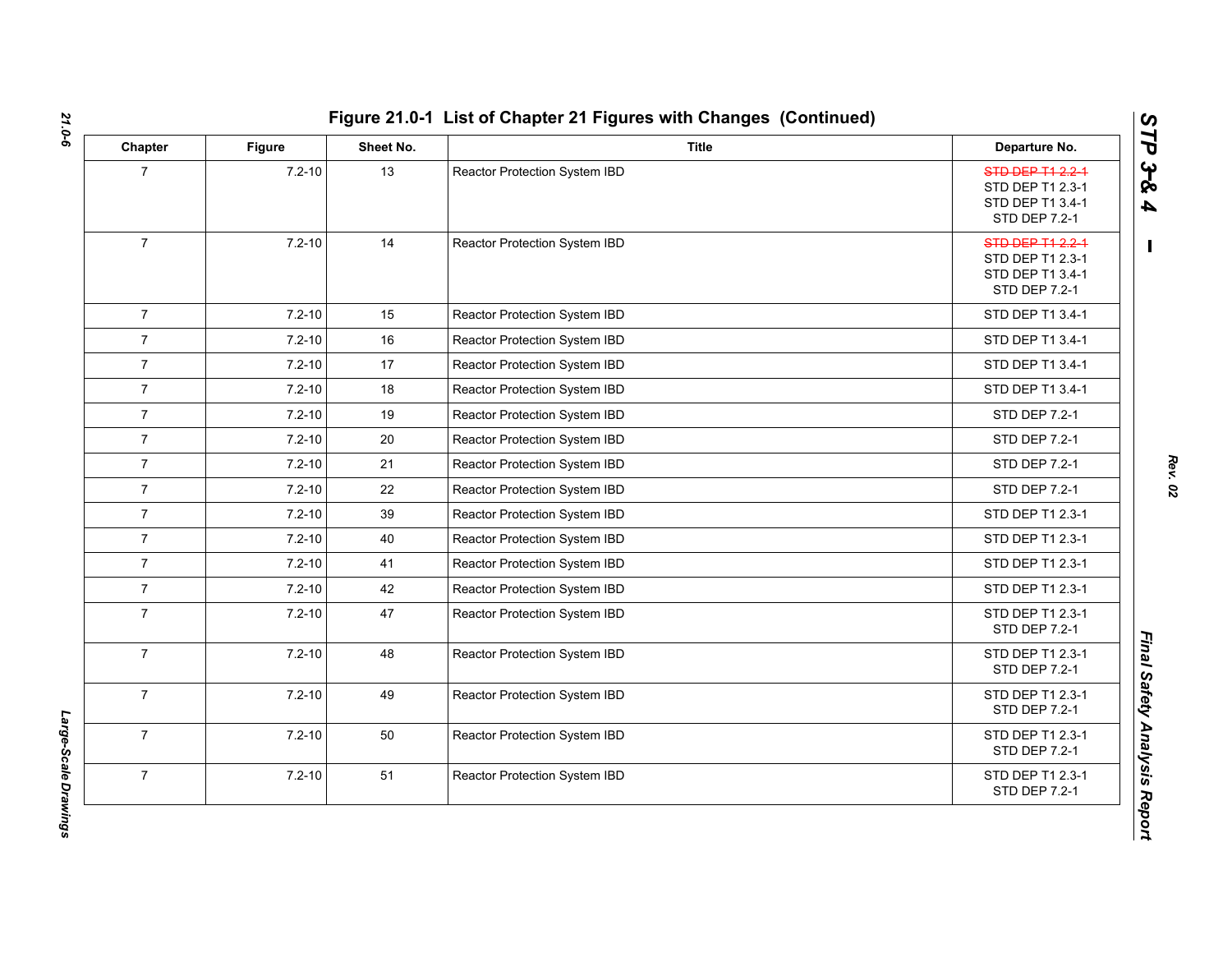# Figure 21.0-1 List of Chapter 21 Figures with Changes (Continued)

| Chapter | Figure | Sheet No. | Title | Departure No. |
|---|---|---|---|---|
| 7 | 7.2-10 | 13 | Reactor Protection System IBD | ~~STD DEP T1 2.2-1~~<br>STD DEP T1 2.3-1<br>STD DEP T1 3.4-1<br>STD DEP 7.2-1 |
| 7 | 7.2-10 | 14 | Reactor Protection System IBD | ~~STD DEP T1 2.2-1~~<br>STD DEP T1 2.3-1<br>STD DEP T1 3.4-1<br>STD DEP 7.2-1 |
| 7 | 7.2-10 | 15 | Reactor Protection System IBD | STD DEP T1 3.4-1 |
| 7 | 7.2-10 | 16 | Reactor Protection System IBD | STD DEP T1 3.4-1 |
| 7 | 7.2-10 | 17 | Reactor Protection System IBD | STD DEP T1 3.4-1 |
| 7 | 7.2-10 | 18 | Reactor Protection System IBD | STD DEP T1 3.4-1 |
| 7 | 7.2-10 | 19 | Reactor Protection System IBD | STD DEP 7.2-1 |
| 7 | 7.2-10 | 20 | Reactor Protection System IBD | STD DEP 7.2-1 |
| 7 | 7.2-10 | 21 | Reactor Protection System IBD | STD DEP 7.2-1 |
| 7 | 7.2-10 | 22 | Reactor Protection System IBD | STD DEP 7.2-1 |
| 7 | 7.2-10 | 39 | Reactor Protection System IBD | STD DEP T1 2.3-1 |
| 7 | 7.2-10 | 40 | Reactor Protection System IBD | STD DEP T1 2.3-1 |
| 7 | 7.2-10 | 41 | Reactor Protection System IBD | STD DEP T1 2.3-1 |
| 7 | 7.2-10 | 42 | Reactor Protection System IBD | STD DEP T1 2.3-1 |
| 7 | 7.2-10 | 47 | Reactor Protection System IBD | STD DEP T1 2.3-1<br>STD DEP 7.2-1 |
| 7 | 7.2-10 | 48 | Reactor Protection System IBD | STD DEP T1 2.3-1<br>STD DEP 7.2-1 |
| 7 | 7.2-10 | 49 | Reactor Protection System IBD | STD DEP T1 2.3-1<br>STD DEP 7.2-1 |
| 7 | 7.2-10 | 50 | Reactor Protection System IBD | STD DEP T1 2.3-1<br>STD DEP 7.2-1 |
| 7 | 7.2-10 | 51 | Reactor Protection System IBD | STD DEP T1 2.3-1<br>STD DEP 7.2-1 |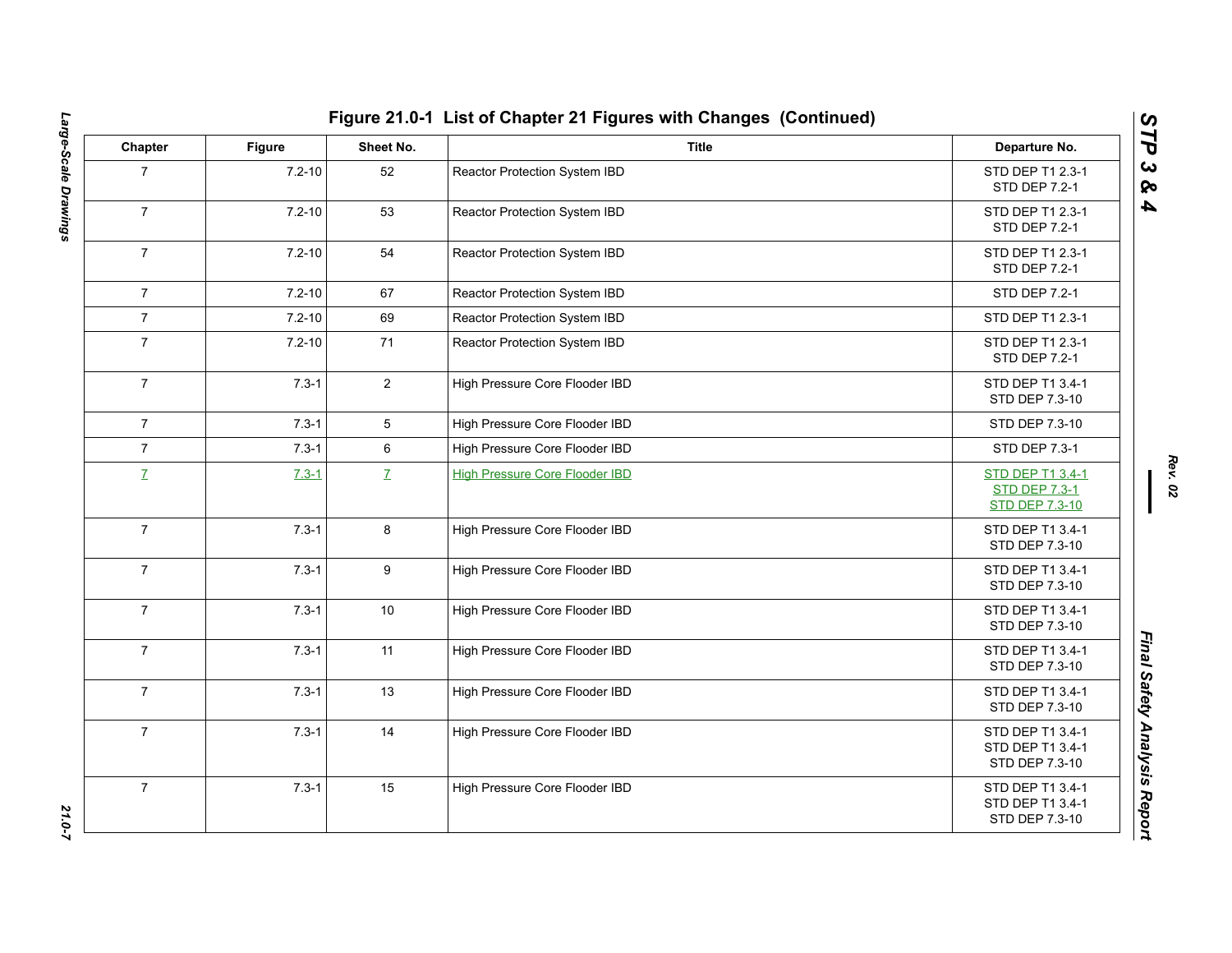## Figure 21.0-1 List of Chapter 21 Figures with Changes (Continued)

| Chapter | Figure | Sheet No. | Title | Departure No. |
|---|---|---|---|---|
| 7 | 7.2-10 | 52 | Reactor Protection System IBD | STD DEP T1 2.3-1<br>STD DEP 7.2-1 |
| 7 | 7.2-10 | 53 | Reactor Protection System IBD | STD DEP T1 2.3-1<br>STD DEP 7.2-1 |
| 7 | 7.2-10 | 54 | Reactor Protection System IBD | STD DEP T1 2.3-1<br>STD DEP 7.2-1 |
| 7 | 7.2-10 | 67 | Reactor Protection System IBD | STD DEP 7.2-1 |
| 7 | 7.2-10 | 69 | Reactor Protection System IBD | STD DEP T1 2.3-1 |
| 7 | 7.2-10 | 71 | Reactor Protection System IBD | STD DEP T1 2.3-1<br>STD DEP 7.2-1 |
| 7 | 7.3-1 | 2 | High Pressure Core Flooder IBD | STD DEP T1 3.4-1<br>STD DEP 7.3-10 |
| 7 | 7.3-1 | 5 | High Pressure Core Flooder IBD | STD DEP 7.3-10 |
| 7 | 7.3-1 | 6 | High Pressure Core Flooder IBD | STD DEP 7.3-1 |
| 7 | 7.3-1 | 7 | High Pressure Core Flooder IBD | STD DEP T1 3.4-1<br>STD DEP 7.3-1<br>STD DEP 7.3-10 |
| 7 | 7.3-1 | 8 | High Pressure Core Flooder IBD | STD DEP T1 3.4-1<br>STD DEP 7.3-10 |
| 7 | 7.3-1 | 9 | High Pressure Core Flooder IBD | STD DEP T1 3.4-1<br>STD DEP 7.3-10 |
| 7 | 7.3-1 | 10 | High Pressure Core Flooder IBD | STD DEP T1 3.4-1<br>STD DEP 7.3-10 |
| 7 | 7.3-1 | 11 | High Pressure Core Flooder IBD | STD DEP T1 3.4-1<br>STD DEP 7.3-10 |
| 7 | 7.3-1 | 13 | High Pressure Core Flooder IBD | STD DEP T1 3.4-1<br>STD DEP 7.3-10 |
| 7 | 7.3-1 | 14 | High Pressure Core Flooder IBD | STD DEP T1 3.4-1<br>STD DEP T1 3.4-1<br>STD DEP 7.3-10 |
| 7 | 7.3-1 | 15 | High Pressure Core Flooder IBD | STD DEP T1 3.4-1<br>STD DEP T1 3.4-1<br>STD DEP 7.3-10 |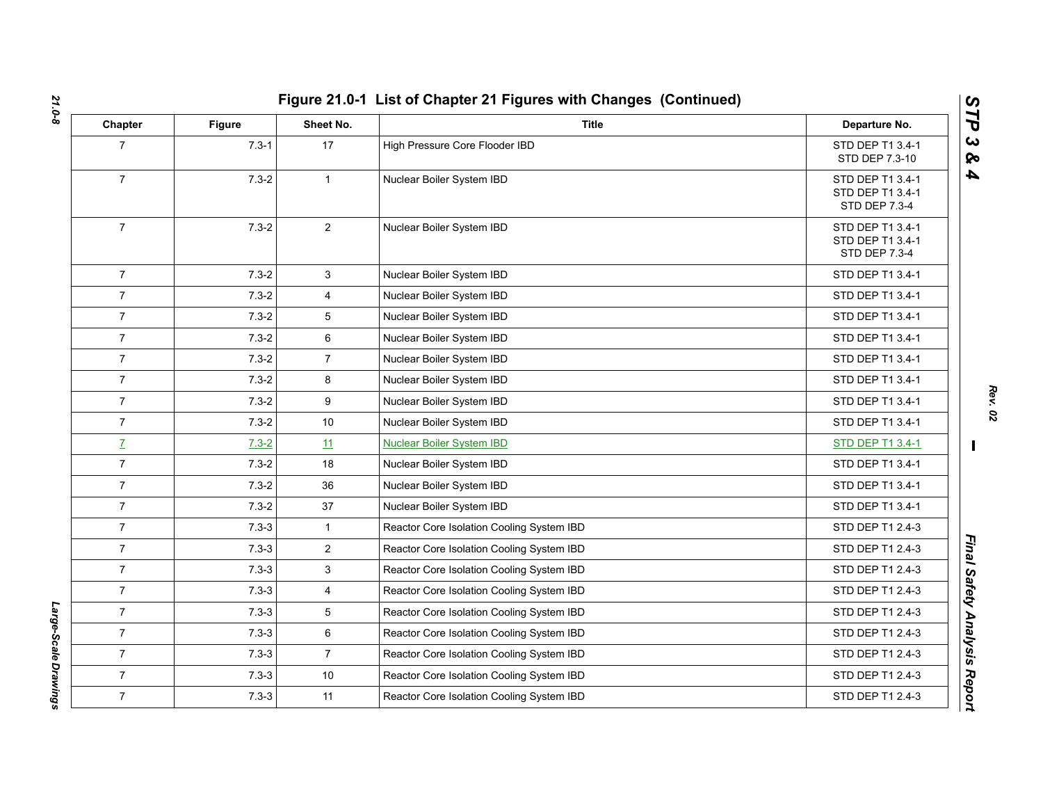# Figure 21.0-1 List of Chapter 21 Figures with Changes (Continued)

| Chapter | Figure | Sheet No. | Title | Departure No. |
|---|---|---|---|---|
| 7 | 7.3-1 | 17 | High Pressure Core Flooder IBD | STD DEP T1 3.4-1<br>STD DEP 7.3-10 |
| 7 | 7.3-2 | 1 | Nuclear Boiler System IBD | STD DEP T1 3.4-1<br>STD DEP T1 3.4-1<br>STD DEP 7.3-4 |
| 7 | 7.3-2 | 2 | Nuclear Boiler System IBD | STD DEP T1 3.4-1<br>STD DEP T1 3.4-1<br>STD DEP 7.3-4 |
| 7 | 7.3-2 | 3 | Nuclear Boiler System IBD | STD DEP T1 3.4-1 |
| 7 | 7.3-2 | 4 | Nuclear Boiler System IBD | STD DEP T1 3.4-1 |
| 7 | 7.3-2 | 5 | Nuclear Boiler System IBD | STD DEP T1 3.4-1 |
| 7 | 7.3-2 | 6 | Nuclear Boiler System IBD | STD DEP T1 3.4-1 |
| 7 | 7.3-2 | 7 | Nuclear Boiler System IBD | STD DEP T1 3.4-1 |
| 7 | 7.3-2 | 8 | Nuclear Boiler System IBD | STD DEP T1 3.4-1 |
| 7 | 7.3-2 | 9 | Nuclear Boiler System IBD | STD DEP T1 3.4-1 |
| 7 | 7.3-2 | 10 | Nuclear Boiler System IBD | STD DEP T1 3.4-1 |
| 7 | 7.3-2 | 11 | Nuclear Boiler System IBD | STD DEP T1 3.4-1 |
| 7 | 7.3-2 | 18 | Nuclear Boiler System IBD | STD DEP T1 3.4-1 |
| 7 | 7.3-2 | 36 | Nuclear Boiler System IBD | STD DEP T1 3.4-1 |
| 7 | 7.3-2 | 37 | Nuclear Boiler System IBD | STD DEP T1 3.4-1 |
| 7 | 7.3-3 | 1 | Reactor Core Isolation Cooling System IBD | STD DEP T1 2.4-3 |
| 7 | 7.3-3 | 2 | Reactor Core Isolation Cooling System IBD | STD DEP T1 2.4-3 |
| 7 | 7.3-3 | 3 | Reactor Core Isolation Cooling System IBD | STD DEP T1 2.4-3 |
| 7 | 7.3-3 | 4 | Reactor Core Isolation Cooling System IBD | STD DEP T1 2.4-3 |
| 7 | 7.3-3 | 5 | Reactor Core Isolation Cooling System IBD | STD DEP T1 2.4-3 |
| 7 | 7.3-3 | 6 | Reactor Core Isolation Cooling System IBD | STD DEP T1 2.4-3 |
| 7 | 7.3-3 | 7 | Reactor Core Isolation Cooling System IBD | STD DEP T1 2.4-3 |
| 7 | 7.3-3 | 10 | Reactor Core Isolation Cooling System IBD | STD DEP T1 2.4-3 |
| 7 | 7.3-3 | 11 | Reactor Core Isolation Cooling System IBD | STD DEP T1 2.4-3 |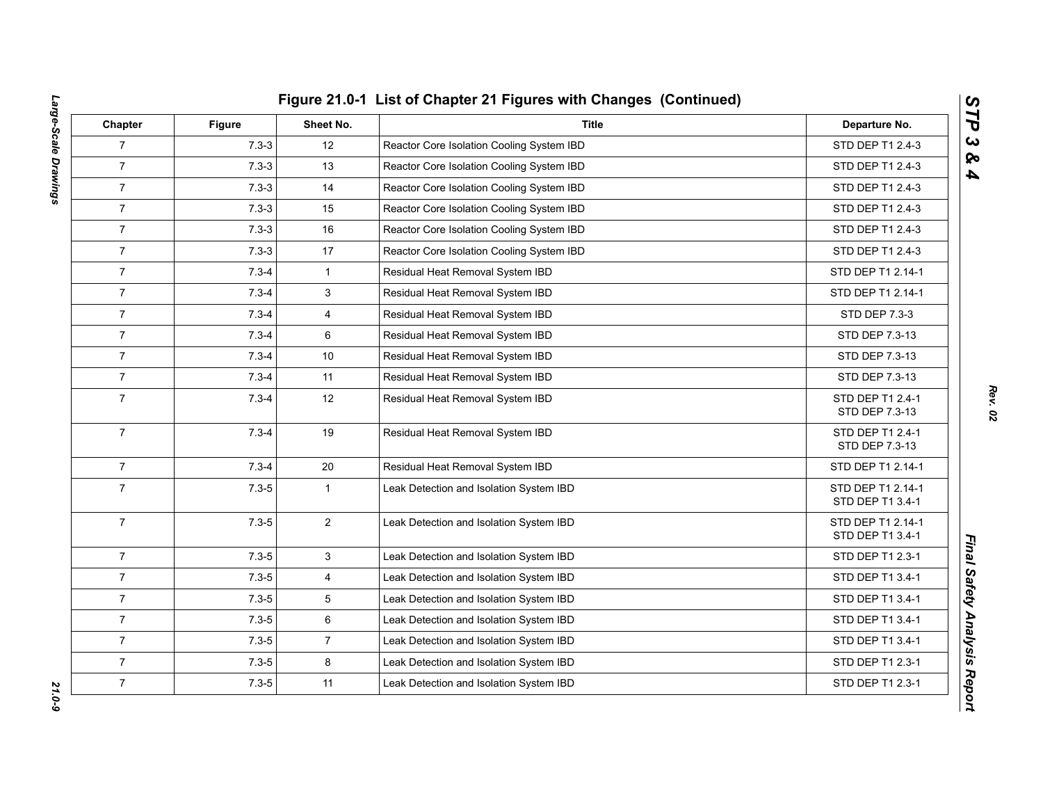# Figure 21.0-1 List of Chapter 21 Figures with Changes (Continued)

| Chapter | Figure | Sheet No. | Title | Departure No. |
|---|---|---|---|---|
| 7 | 7.3-3 | 12 | Reactor Core Isolation Cooling System IBD | STD DEP T1 2.4-3 |
| 7 | 7.3-3 | 13 | Reactor Core Isolation Cooling System IBD | STD DEP T1 2.4-3 |
| 7 | 7.3-3 | 14 | Reactor Core Isolation Cooling System IBD | STD DEP T1 2.4-3 |
| 7 | 7.3-3 | 15 | Reactor Core Isolation Cooling System IBD | STD DEP T1 2.4-3 |
| 7 | 7.3-3 | 16 | Reactor Core Isolation Cooling System IBD | STD DEP T1 2.4-3 |
| 7 | 7.3-3 | 17 | Reactor Core Isolation Cooling System IBD | STD DEP T1 2.4-3 |
| 7 | 7.3-4 | 1 | Residual Heat Removal System IBD | STD DEP T1 2.14-1 |
| 7 | 7.3-4 | 3 | Residual Heat Removal System IBD | STD DEP T1 2.14-1 |
| 7 | 7.3-4 | 4 | Residual Heat Removal System IBD | STD DEP 7.3-3 |
| 7 | 7.3-4 | 6 | Residual Heat Removal System IBD | STD DEP 7.3-13 |
| 7 | 7.3-4 | 10 | Residual Heat Removal System IBD | STD DEP 7.3-13 |
| 7 | 7.3-4 | 11 | Residual Heat Removal System IBD | STD DEP 7.3-13 |
| 7 | 7.3-4 | 12 | Residual Heat Removal System IBD | STD DEP T1 2.4-1<br>STD DEP 7.3-13 |
| 7 | 7.3-4 | 19 | Residual Heat Removal System IBD | STD DEP T1 2.4-1<br>STD DEP 7.3-13 |
| 7 | 7.3-4 | 20 | Residual Heat Removal System IBD | STD DEP T1 2.14-1 |
| 7 | 7.3-5 | 1 | Leak Detection and Isolation System IBD | STD DEP T1 2.14-1<br>STD DEP T1 3.4-1 |
| 7 | 7.3-5 | 2 | Leak Detection and Isolation System IBD | STD DEP T1 2.14-1<br>STD DEP T1 3.4-1 |
| 7 | 7.3-5 | 3 | Leak Detection and Isolation System IBD | STD DEP T1 2.3-1 |
| 7 | 7.3-5 | 4 | Leak Detection and Isolation System IBD | STD DEP T1 3.4-1 |
| 7 | 7.3-5 | 5 | Leak Detection and Isolation System IBD | STD DEP T1 3.4-1 |
| 7 | 7.3-5 | 6 | Leak Detection and Isolation System IBD | STD DEP T1 3.4-1 |
| 7 | 7.3-5 | 7 | Leak Detection and Isolation System IBD | STD DEP T1 3.4-1 |
| 7 | 7.3-5 | 8 | Leak Detection and Isolation System IBD | STD DEP T1 2.3-1 |
| 7 | 7.3-5 | 11 | Leak Detection and Isolation System IBD | STD DEP T1 2.3-1 |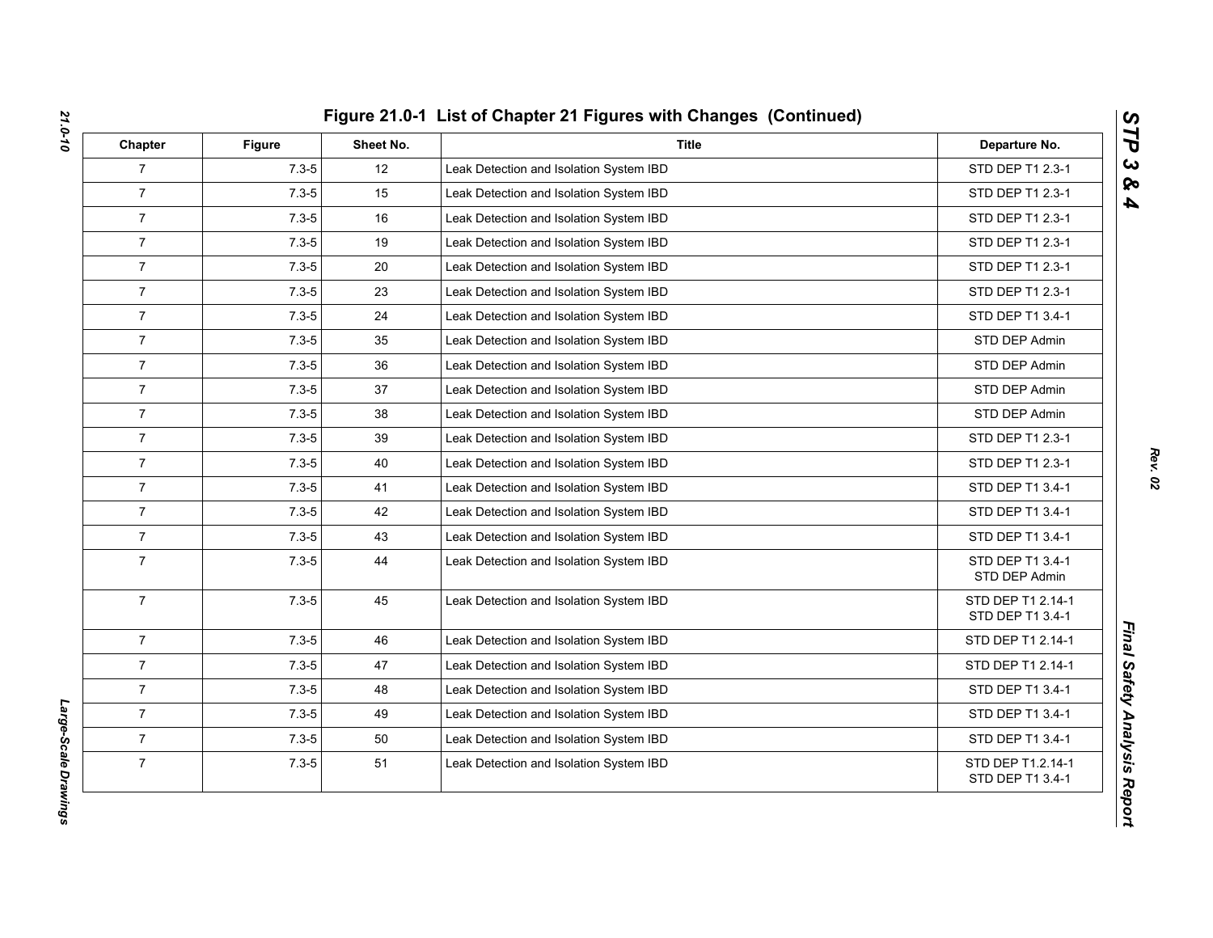# Figure 21.0-1 List of Chapter 21 Figures with Changes (Continued)

| Chapter | Figure | Sheet No. | Title | Departure No. |
|---|---|---|---|---|
| 7 | 7.3-5 | 12 | Leak Detection and Isolation System IBD | STD DEP T1 2.3-1 |
| 7 | 7.3-5 | 15 | Leak Detection and Isolation System IBD | STD DEP T1 2.3-1 |
| 7 | 7.3-5 | 16 | Leak Detection and Isolation System IBD | STD DEP T1 2.3-1 |
| 7 | 7.3-5 | 19 | Leak Detection and Isolation System IBD | STD DEP T1 2.3-1 |
| 7 | 7.3-5 | 20 | Leak Detection and Isolation System IBD | STD DEP T1 2.3-1 |
| 7 | 7.3-5 | 23 | Leak Detection and Isolation System IBD | STD DEP T1 2.3-1 |
| 7 | 7.3-5 | 24 | Leak Detection and Isolation System IBD | STD DEP T1 3.4-1 |
| 7 | 7.3-5 | 35 | Leak Detection and Isolation System IBD | STD DEP Admin |
| 7 | 7.3-5 | 36 | Leak Detection and Isolation System IBD | STD DEP Admin |
| 7 | 7.3-5 | 37 | Leak Detection and Isolation System IBD | STD DEP Admin |
| 7 | 7.3-5 | 38 | Leak Detection and Isolation System IBD | STD DEP Admin |
| 7 | 7.3-5 | 39 | Leak Detection and Isolation System IBD | STD DEP T1 2.3-1 |
| 7 | 7.3-5 | 40 | Leak Detection and Isolation System IBD | STD DEP T1 2.3-1 |
| 7 | 7.3-5 | 41 | Leak Detection and Isolation System IBD | STD DEP T1 3.4-1 |
| 7 | 7.3-5 | 42 | Leak Detection and Isolation System IBD | STD DEP T1 3.4-1 |
| 7 | 7.3-5 | 43 | Leak Detection and Isolation System IBD | STD DEP T1 3.4-1 |
| 7 | 7.3-5 | 44 | Leak Detection and Isolation System IBD | STD DEP T1 3.4-1<br>STD DEP Admin |
| 7 | 7.3-5 | 45 | Leak Detection and Isolation System IBD | STD DEP T1 2.14-1<br>STD DEP T1 3.4-1 |
| 7 | 7.3-5 | 46 | Leak Detection and Isolation System IBD | STD DEP T1 2.14-1 |
| 7 | 7.3-5 | 47 | Leak Detection and Isolation System IBD | STD DEP T1 2.14-1 |
| 7 | 7.3-5 | 48 | Leak Detection and Isolation System IBD | STD DEP T1 3.4-1 |
| 7 | 7.3-5 | 49 | Leak Detection and Isolation System IBD | STD DEP T1 3.4-1 |
| 7 | 7.3-5 | 50 | Leak Detection and Isolation System IBD | STD DEP T1 3.4-1 |
| 7 | 7.3-5 | 51 | Leak Detection and Isolation System IBD | STD DEP T1.2.14-1<br>STD DEP T1 3.4-1 |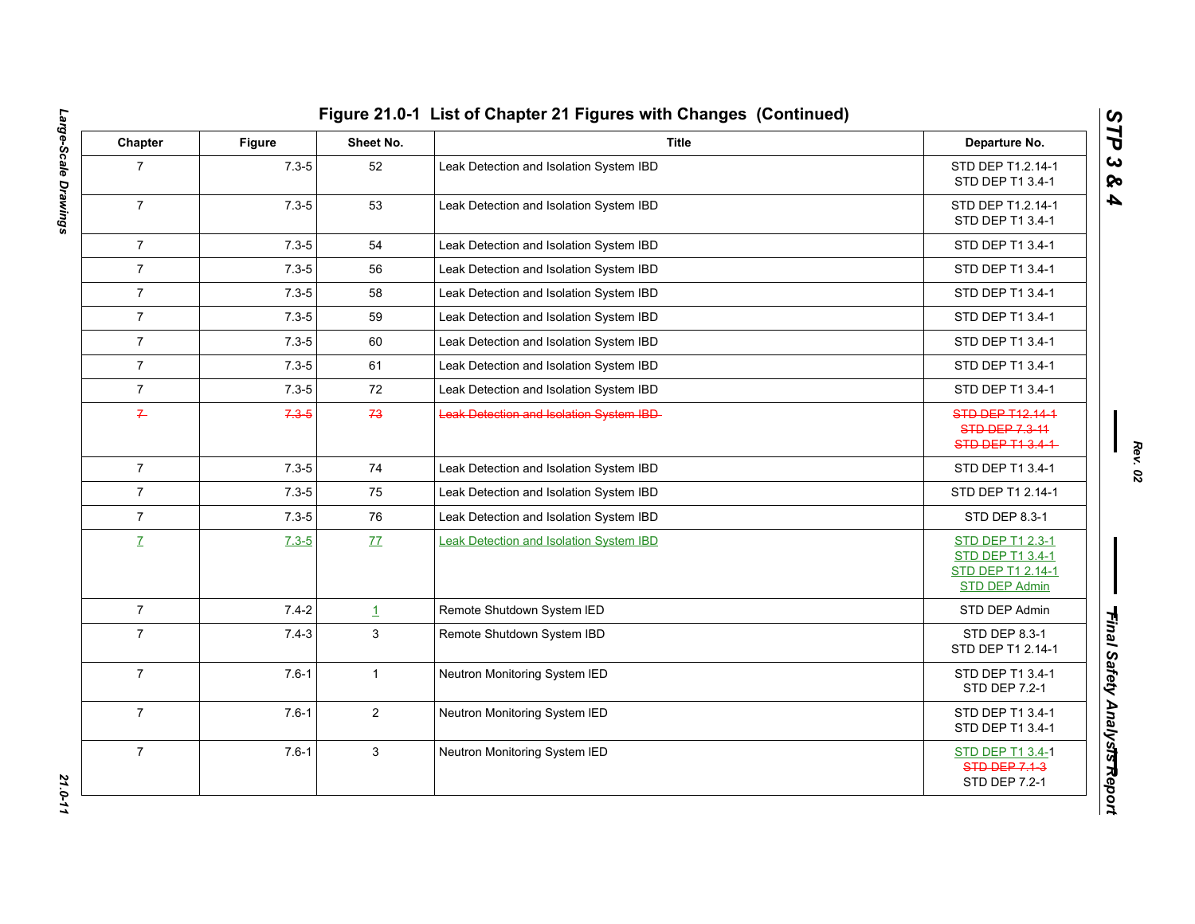# Figure 21.0-1 List of Chapter 21 Figures with Changes (Continued)

| Chapter | Figure | Sheet No. | Title | Departure No. |
|---|---|---|---|---|
| 7 | 7.3-5 | 52 | Leak Detection and Isolation System IBD | STD DEP T1.2.14-1<br>STD DEP T1 3.4-1 |
| 7 | 7.3-5 | 53 | Leak Detection and Isolation System IBD | STD DEP T1.2.14-1<br>STD DEP T1 3.4-1 |
| 7 | 7.3-5 | 54 | Leak Detection and Isolation System IBD | STD DEP T1 3.4-1 |
| 7 | 7.3-5 | 56 | Leak Detection and Isolation System IBD | STD DEP T1 3.4-1 |
| 7 | 7.3-5 | 58 | Leak Detection and Isolation System IBD | STD DEP T1 3.4-1 |
| 7 | 7.3-5 | 59 | Leak Detection and Isolation System IBD | STD DEP T1 3.4-1 |
| 7 | 7.3-5 | 60 | Leak Detection and Isolation System IBD | STD DEP T1 3.4-1 |
| 7 | 7.3-5 | 61 | Leak Detection and Isolation System IBD | STD DEP T1 3.4-1 |
| 7 | 7.3-5 | 72 | Leak Detection and Isolation System IBD | STD DEP T1 3.4-1 |
| ~~7~~ | ~~7.3-5~~ | ~~73~~ | ~~Leak Detection and Isolation System IBD~~ | ~~STD DEP T12.14-1~~<br>~~STD DEP 7.3-11~~<br>~~STD DEP T1 3.4-1~~ |
| 7 | 7.3-5 | 74 | Leak Detection and Isolation System IBD | STD DEP T1 3.4-1 |
| 7 | 7.3-5 | 75 | Leak Detection and Isolation System IBD | STD DEP T1 2.14-1 |
| 7 | 7.3-5 | 76 | Leak Detection and Isolation System IBD | STD DEP 8.3-1 |
| 7 | 7.3-5 | 77 | Leak Detection and Isolation System IBD | STD DEP T1 2.3-1<br>STD DEP T1 3.4-1<br>STD DEP T1 2.14-1<br>STD DEP Admin |
| 7 | 7.4-2 | 1 | Remote Shutdown System IED | STD DEP Admin |
| 7 | 7.4-3 | 3 | Remote Shutdown System IBD | STD DEP 8.3-1<br>STD DEP T1 2.14-1 |
| 7 | 7.6-1 | 1 | Neutron Monitoring System IED | STD DEP T1 3.4-1<br>STD DEP 7.2-1 |
| 7 | 7.6-1 | 2 | Neutron Monitoring System IED | STD DEP T1 3.4-1<br>STD DEP T1 3.4-1 |
| 7 | 7.6-1 | 3 | Neutron Monitoring System IED | STD DEP T1 3.4-1<br>~~STD DEP 7.1-3~~<br>STD DEP 7.2-1 |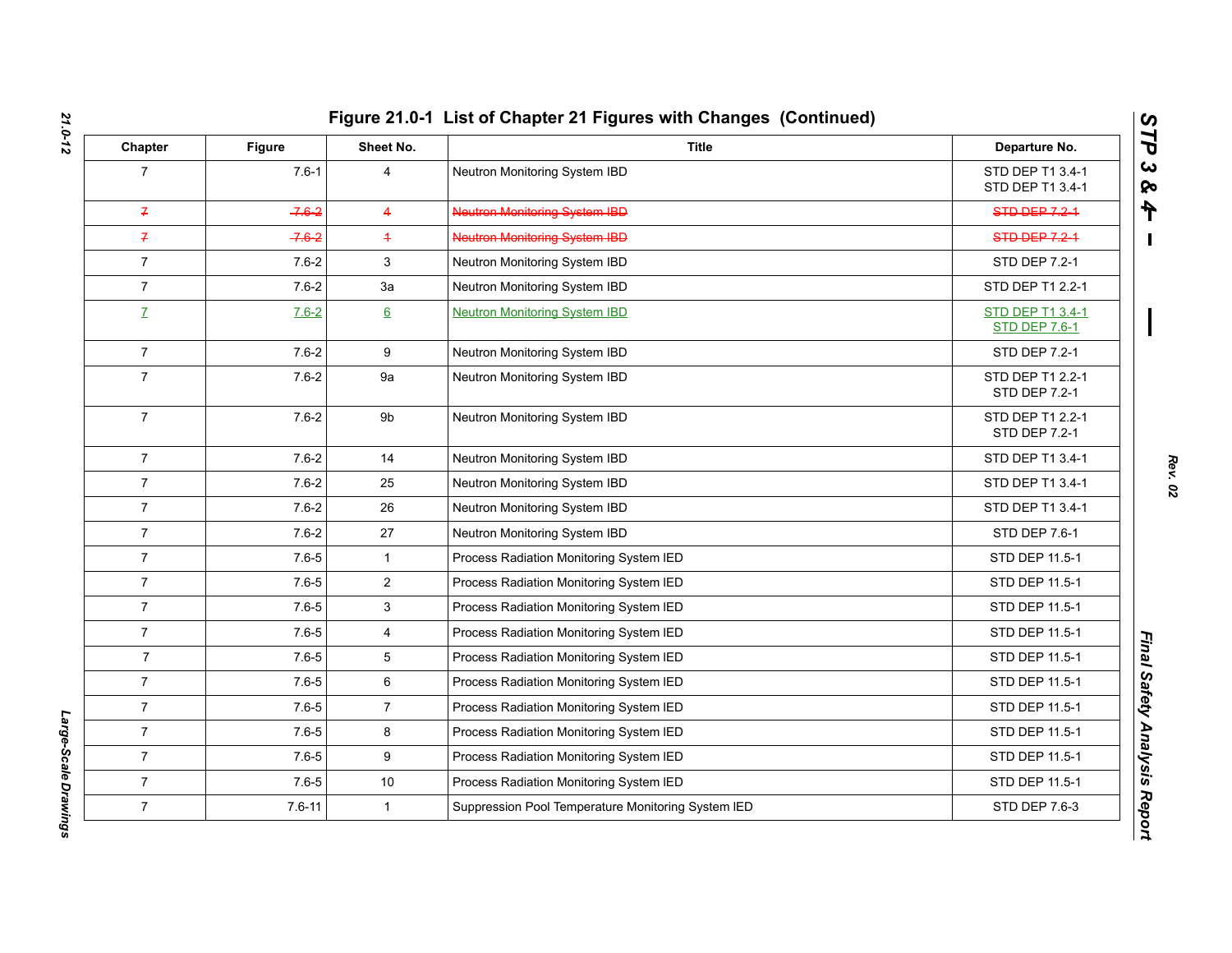# Figure 21.0-1 List of Chapter 21 Figures with Changes (Continued)

| Chapter | Figure | Sheet No. | Title | Departure No. |
|---|---|---|---|---|
| 7 | 7.6-1 | 4 | Neutron Monitoring System IBD | STD DEP T1 3.4-1<br>STD DEP T1 3.4-1 |
| ~~7~~ | ~~7.6-2~~ | ~~4~~ | ~~Neutron Monitoring System IBD~~ | ~~STD DEP 7.2-1~~ |
| ~~7~~ | ~~7.6-2~~ | ~~1~~ | ~~Neutron Monitoring System IBD~~ | ~~STD DEP 7.2-1~~ |
| 7 | 7.6-2 | 3 | Neutron Monitoring System IBD | STD DEP 7.2-1 |
| 7 | 7.6-2 | 3a | Neutron Monitoring System IBD | STD DEP T1 2.2-1 |
| 7 | 7.6-2 | 6 | Neutron Monitoring System IBD | STD DEP T1 3.4-1<br>STD DEP 7.6-1 |
| 7 | 7.6-2 | 9 | Neutron Monitoring System IBD | STD DEP 7.2-1 |
| 7 | 7.6-2 | 9a | Neutron Monitoring System IBD | STD DEP T1 2.2-1<br>STD DEP 7.2-1 |
| 7 | 7.6-2 | 9b | Neutron Monitoring System IBD | STD DEP T1 2.2-1<br>STD DEP 7.2-1 |
| 7 | 7.6-2 | 14 | Neutron Monitoring System IBD | STD DEP T1 3.4-1 |
| 7 | 7.6-2 | 25 | Neutron Monitoring System IBD | STD DEP T1 3.4-1 |
| 7 | 7.6-2 | 26 | Neutron Monitoring System IBD | STD DEP T1 3.4-1 |
| 7 | 7.6-2 | 27 | Neutron Monitoring System IBD | STD DEP 7.6-1 |
| 7 | 7.6-5 | 1 | Process Radiation Monitoring System IED | STD DEP 11.5-1 |
| 7 | 7.6-5 | 2 | Process Radiation Monitoring System IED | STD DEP 11.5-1 |
| 7 | 7.6-5 | 3 | Process Radiation Monitoring System IED | STD DEP 11.5-1 |
| 7 | 7.6-5 | 4 | Process Radiation Monitoring System IED | STD DEP 11.5-1 |
| 7 | 7.6-5 | 5 | Process Radiation Monitoring System IED | STD DEP 11.5-1 |
| 7 | 7.6-5 | 6 | Process Radiation Monitoring System IED | STD DEP 11.5-1 |
| 7 | 7.6-5 | 7 | Process Radiation Monitoring System IED | STD DEP 11.5-1 |
| 7 | 7.6-5 | 8 | Process Radiation Monitoring System IED | STD DEP 11.5-1 |
| 7 | 7.6-5 | 9 | Process Radiation Monitoring System IED | STD DEP 11.5-1 |
| 7 | 7.6-5 | 10 | Process Radiation Monitoring System IED | STD DEP 11.5-1 |
| 7 | 7.6-11 | 1 | Suppression Pool Temperature Monitoring System IED | STD DEP 7.6-3 |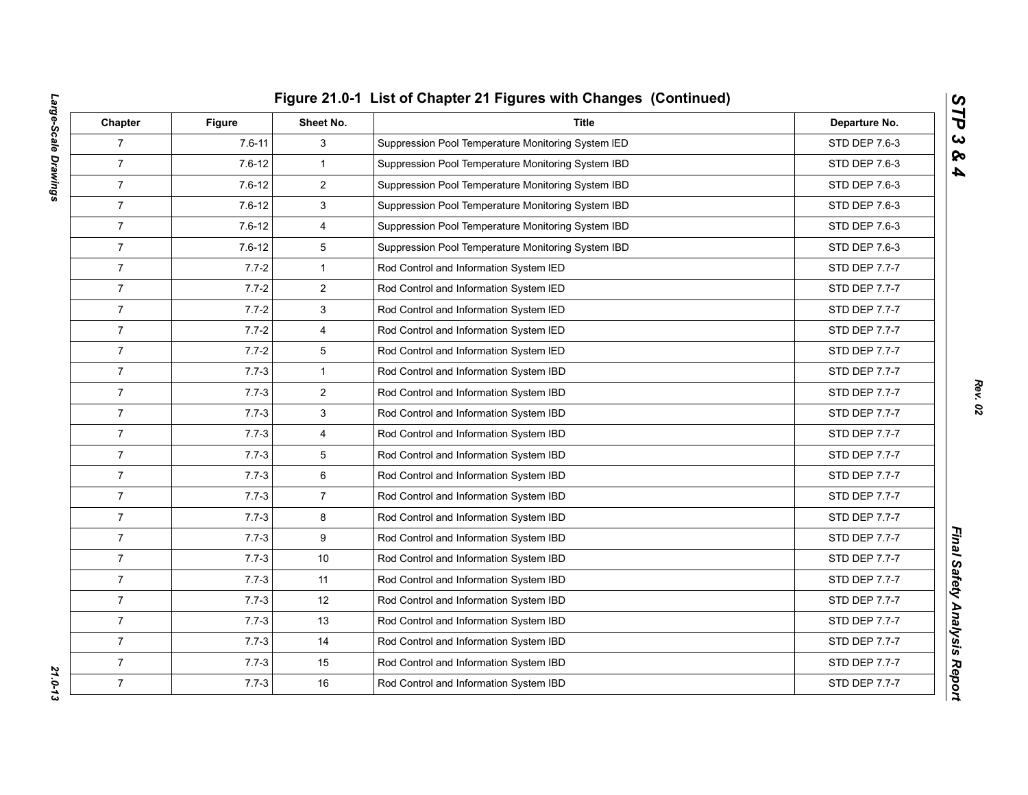## Figure 21.0-1 List of Chapter 21 Figures with Changes (Continued)

| Chapter | Figure | Sheet No. | Title | Departure No. |
|---|---|---|---|---|
| 7 | 7.6-11 | 3 | Suppression Pool Temperature Monitoring System IED | STD DEP 7.6-3 |
| 7 | 7.6-12 | 1 | Suppression Pool Temperature Monitoring System IBD | STD DEP 7.6-3 |
| 7 | 7.6-12 | 2 | Suppression Pool Temperature Monitoring System IBD | STD DEP 7.6-3 |
| 7 | 7.6-12 | 3 | Suppression Pool Temperature Monitoring System IBD | STD DEP 7.6-3 |
| 7 | 7.6-12 | 4 | Suppression Pool Temperature Monitoring System IBD | STD DEP 7.6-3 |
| 7 | 7.6-12 | 5 | Suppression Pool Temperature Monitoring System IBD | STD DEP 7.6-3 |
| 7 | 7.7-2 | 1 | Rod Control and Information System IED | STD DEP 7.7-7 |
| 7 | 7.7-2 | 2 | Rod Control and Information System IED | STD DEP 7.7-7 |
| 7 | 7.7-2 | 3 | Rod Control and Information System IED | STD DEP 7.7-7 |
| 7 | 7.7-2 | 4 | Rod Control and Information System IED | STD DEP 7.7-7 |
| 7 | 7.7-2 | 5 | Rod Control and Information System IED | STD DEP 7.7-7 |
| 7 | 7.7-3 | 1 | Rod Control and Information System IBD | STD DEP 7.7-7 |
| 7 | 7.7-3 | 2 | Rod Control and Information System IBD | STD DEP 7.7-7 |
| 7 | 7.7-3 | 3 | Rod Control and Information System IBD | STD DEP 7.7-7 |
| 7 | 7.7-3 | 4 | Rod Control and Information System IBD | STD DEP 7.7-7 |
| 7 | 7.7-3 | 5 | Rod Control and Information System IBD | STD DEP 7.7-7 |
| 7 | 7.7-3 | 6 | Rod Control and Information System IBD | STD DEP 7.7-7 |
| 7 | 7.7-3 | 7 | Rod Control and Information System IBD | STD DEP 7.7-7 |
| 7 | 7.7-3 | 8 | Rod Control and Information System IBD | STD DEP 7.7-7 |
| 7 | 7.7-3 | 9 | Rod Control and Information System IBD | STD DEP 7.7-7 |
| 7 | 7.7-3 | 10 | Rod Control and Information System IBD | STD DEP 7.7-7 |
| 7 | 7.7-3 | 11 | Rod Control and Information System IBD | STD DEP 7.7-7 |
| 7 | 7.7-3 | 12 | Rod Control and Information System IBD | STD DEP 7.7-7 |
| 7 | 7.7-3 | 13 | Rod Control and Information System IBD | STD DEP 7.7-7 |
| 7 | 7.7-3 | 14 | Rod Control and Information System IBD | STD DEP 7.7-7 |
| 7 | 7.7-3 | 15 | Rod Control and Information System IBD | STD DEP 7.7-7 |
| 7 | 7.7-3 | 16 | Rod Control and Information System IBD | STD DEP 7.7-7 |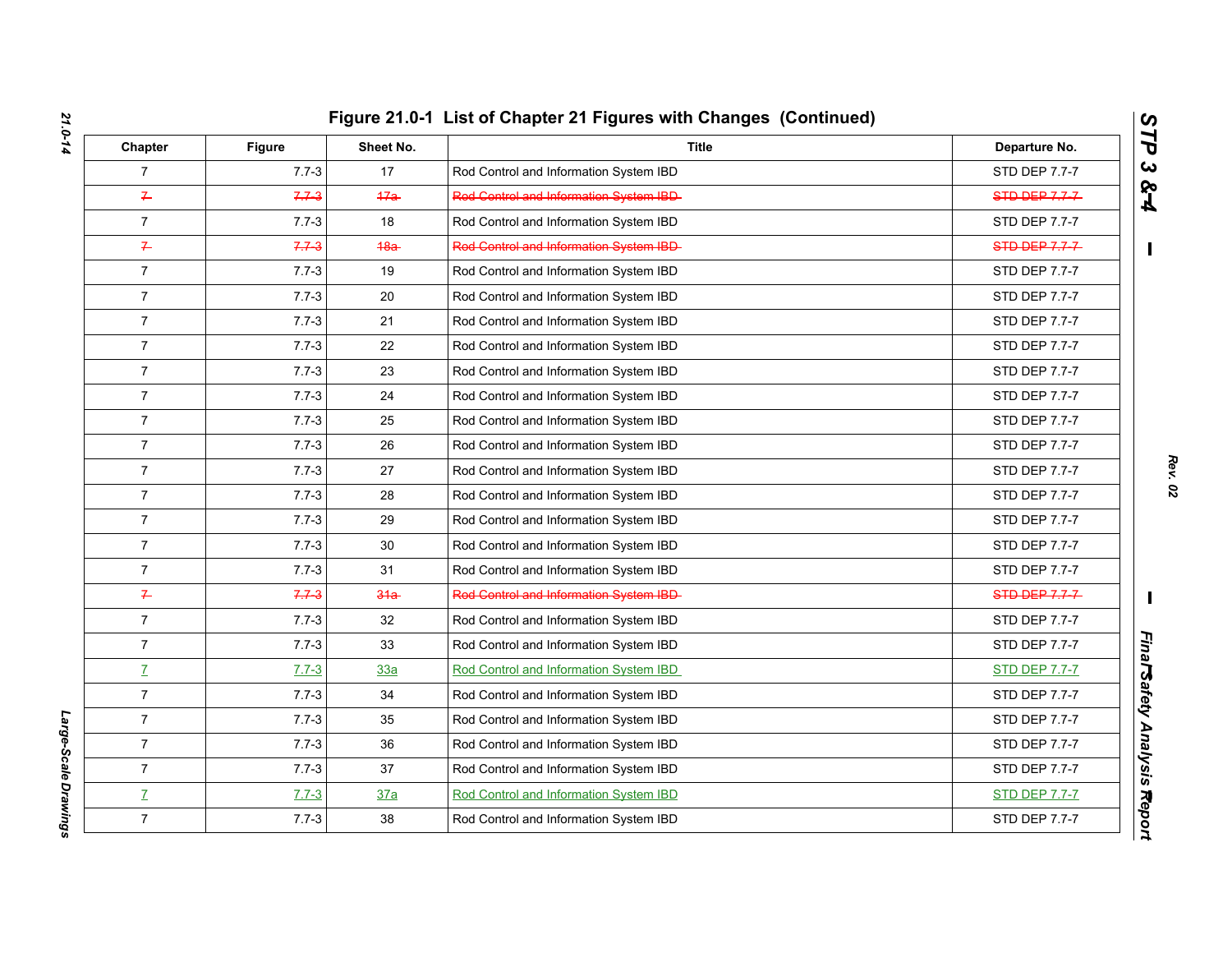# Figure 21.0-1 List of Chapter 21 Figures with Changes (Continued)

| Chapter | Figure | Sheet No. | Title | Departure No. |
|---|---|---|---|---|
| 7 | 7.7-3 | 17 | Rod Control and Information System IBD | STD DEP 7.7-7 |
| ~~7~~ | ~~7.7-3~~ | ~~17a~~ | ~~Rod Control and Information System IBD~~ | ~~STD DEP 7.7-7~~ |
| 7 | 7.7-3 | 18 | Rod Control and Information System IBD | STD DEP 7.7-7 |
| ~~7~~ | ~~7.7-3~~ | ~~18a~~ | ~~Rod Control and Information System IBD~~ | ~~STD DEP 7.7-7~~ |
| 7 | 7.7-3 | 19 | Rod Control and Information System IBD | STD DEP 7.7-7 |
| 7 | 7.7-3 | 20 | Rod Control and Information System IBD | STD DEP 7.7-7 |
| 7 | 7.7-3 | 21 | Rod Control and Information System IBD | STD DEP 7.7-7 |
| 7 | 7.7-3 | 22 | Rod Control and Information System IBD | STD DEP 7.7-7 |
| 7 | 7.7-3 | 23 | Rod Control and Information System IBD | STD DEP 7.7-7 |
| 7 | 7.7-3 | 24 | Rod Control and Information System IBD | STD DEP 7.7-7 |
| 7 | 7.7-3 | 25 | Rod Control and Information System IBD | STD DEP 7.7-7 |
| 7 | 7.7-3 | 26 | Rod Control and Information System IBD | STD DEP 7.7-7 |
| 7 | 7.7-3 | 27 | Rod Control and Information System IBD | STD DEP 7.7-7 |
| 7 | 7.7-3 | 28 | Rod Control and Information System IBD | STD DEP 7.7-7 |
| 7 | 7.7-3 | 29 | Rod Control and Information System IBD | STD DEP 7.7-7 |
| 7 | 7.7-3 | 30 | Rod Control and Information System IBD | STD DEP 7.7-7 |
| 7 | 7.7-3 | 31 | Rod Control and Information System IBD | STD DEP 7.7-7 |
| ~~7~~ | ~~7.7-3~~ | ~~31a~~ | ~~Rod Control and Information System IBD~~ | ~~STD DEP 7.7-7~~ |
| 7 | 7.7-3 | 32 | Rod Control and Information System IBD | STD DEP 7.7-7 |
| 7 | 7.7-3 | 33 | Rod Control and Information System IBD | STD DEP 7.7-7 |
| 7 | 7.7-3 | 33a | Rod Control and Information System IBD | STD DEP 7.7-7 |
| 7 | 7.7-3 | 34 | Rod Control and Information System IBD | STD DEP 7.7-7 |
| 7 | 7.7-3 | 35 | Rod Control and Information System IBD | STD DEP 7.7-7 |
| 7 | 7.7-3 | 36 | Rod Control and Information System IBD | STD DEP 7.7-7 |
| 7 | 7.7-3 | 37 | Rod Control and Information System IBD | STD DEP 7.7-7 |
| 7 | 7.7-3 | 37a | Rod Control and Information System IBD | STD DEP 7.7-7 |
| 7 | 7.7-3 | 38 | Rod Control and Information System IBD | STD DEP 7.7-7 |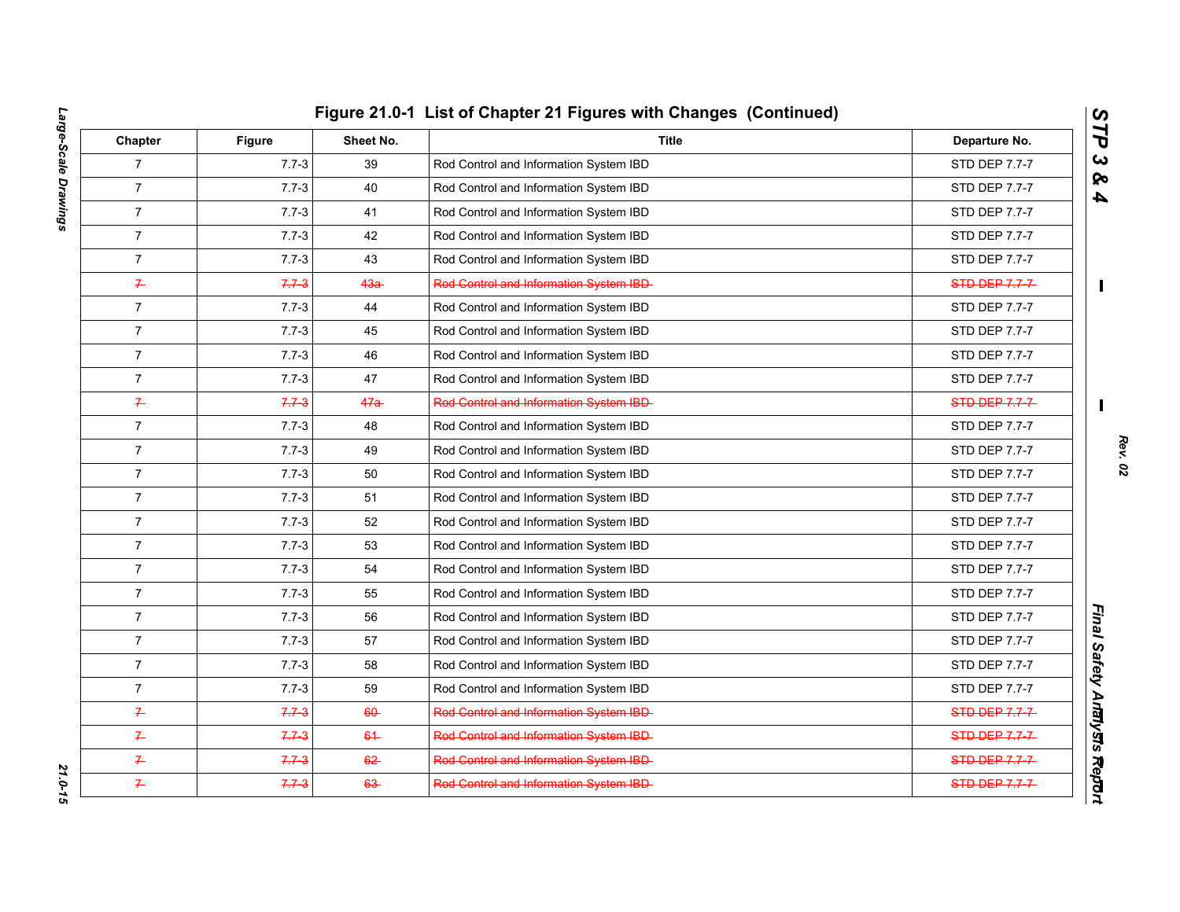## Figure 21.0-1 List of Chapter 21 Figures with Changes (Continued)

| Chapter | Figure | Sheet No. | Title | Departure No. |
|---|---|---|---|---|
| 7 | 7.7-3 | 39 | Rod Control and Information System IBD | STD DEP 7.7-7 |
| 7 | 7.7-3 | 40 | Rod Control and Information System IBD | STD DEP 7.7-7 |
| 7 | 7.7-3 | 41 | Rod Control and Information System IBD | STD DEP 7.7-7 |
| 7 | 7.7-3 | 42 | Rod Control and Information System IBD | STD DEP 7.7-7 |
| 7 | 7.7-3 | 43 | Rod Control and Information System IBD | STD DEP 7.7-7 |
| ~~7~~ | ~~7.7-3~~ | ~~43a~~ | ~~Rod Control and Information System IBD~~ | ~~STD DEP 7.7-7~~ |
| 7 | 7.7-3 | 44 | Rod Control and Information System IBD | STD DEP 7.7-7 |
| 7 | 7.7-3 | 45 | Rod Control and Information System IBD | STD DEP 7.7-7 |
| 7 | 7.7-3 | 46 | Rod Control and Information System IBD | STD DEP 7.7-7 |
| 7 | 7.7-3 | 47 | Rod Control and Information System IBD | STD DEP 7.7-7 |
| ~~7~~ | ~~7.7-3~~ | ~~47a~~ | ~~Rod Control and Information System IBD~~ | ~~STD DEP 7.7-7~~ |
| 7 | 7.7-3 | 48 | Rod Control and Information System IBD | STD DEP 7.7-7 |
| 7 | 7.7-3 | 49 | Rod Control and Information System IBD | STD DEP 7.7-7 |
| 7 | 7.7-3 | 50 | Rod Control and Information System IBD | STD DEP 7.7-7 |
| 7 | 7.7-3 | 51 | Rod Control and Information System IBD | STD DEP 7.7-7 |
| 7 | 7.7-3 | 52 | Rod Control and Information System IBD | STD DEP 7.7-7 |
| 7 | 7.7-3 | 53 | Rod Control and Information System IBD | STD DEP 7.7-7 |
| 7 | 7.7-3 | 54 | Rod Control and Information System IBD | STD DEP 7.7-7 |
| 7 | 7.7-3 | 55 | Rod Control and Information System IBD | STD DEP 7.7-7 |
| 7 | 7.7-3 | 56 | Rod Control and Information System IBD | STD DEP 7.7-7 |
| 7 | 7.7-3 | 57 | Rod Control and Information System IBD | STD DEP 7.7-7 |
| 7 | 7.7-3 | 58 | Rod Control and Information System IBD | STD DEP 7.7-7 |
| 7 | 7.7-3 | 59 | Rod Control and Information System IBD | STD DEP 7.7-7 |
| ~~7~~ | ~~7.7-3~~ | ~~60~~ | ~~Rod Control and Information System IBD~~ | ~~STD DEP 7.7-7~~ |
| ~~7~~ | ~~7.7-3~~ | ~~61~~ | ~~Rod Control and Information System IBD~~ | ~~STD DEP 7.7-7~~ |
| ~~7~~ | ~~7.7-3~~ | ~~62~~ | ~~Rod Control and Information System IBD~~ | ~~STD DEP 7.7-7~~ |
| ~~7~~ | ~~7.7-3~~ | ~~63~~ | ~~Rod Control and Information System IBD~~ | ~~STD DEP 7.7-7~~ |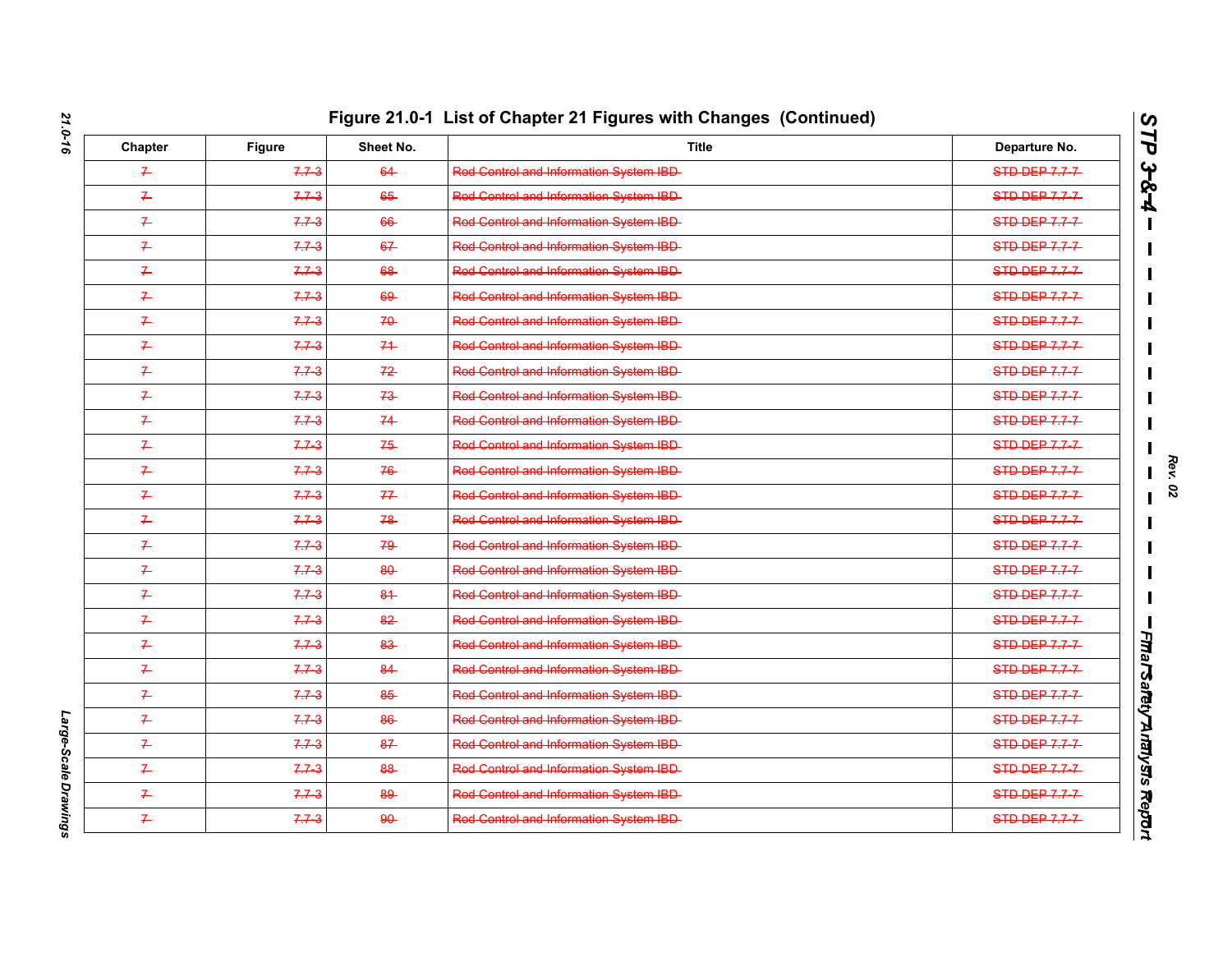## Figure 21.0-1 List of Chapter 21 Figures with Changes (Continued)

| Chapter | Figure | Sheet No. | Title | Departure No. |
|---|---|---|---|---|
| ~~7~~ | ~~7.7-3~~ | ~~64~~ | ~~Rod Control and Information System IBD~~ | ~~STD DEP 7.7-7~~ |
| ~~7~~ | ~~7.7-3~~ | ~~65~~ | ~~Rod Control and Information System IBD~~ | ~~STD DEP 7.7-7~~ |
| ~~7~~ | ~~7.7-3~~ | ~~66~~ | ~~Rod Control and Information System IBD~~ | ~~STD DEP 7.7-7~~ |
| ~~7~~ | ~~7.7-3~~ | ~~67~~ | ~~Rod Control and Information System IBD~~ | ~~STD DEP 7.7-7~~ |
| ~~7~~ | ~~7.7-3~~ | ~~68~~ | ~~Rod Control and Information System IBD~~ | ~~STD DEP 7.7-7~~ |
| ~~7~~ | ~~7.7-3~~ | ~~69~~ | ~~Rod Control and Information System IBD~~ | ~~STD DEP 7.7-7~~ |
| ~~7~~ | ~~7.7-3~~ | ~~70~~ | ~~Rod Control and Information System IBD~~ | ~~STD DEP 7.7-7~~ |
| ~~7~~ | ~~7.7-3~~ | ~~71~~ | ~~Rod Control and Information System IBD~~ | ~~STD DEP 7.7-7~~ |
| ~~7~~ | ~~7.7-3~~ | ~~72~~ | ~~Rod Control and Information System IBD~~ | ~~STD DEP 7.7-7~~ |
| ~~7~~ | ~~7.7-3~~ | ~~73~~ | ~~Rod Control and Information System IBD~~ | ~~STD DEP 7.7-7~~ |
| ~~7~~ | ~~7.7-3~~ | ~~74~~ | ~~Rod Control and Information System IBD~~ | ~~STD DEP 7.7-7~~ |
| ~~7~~ | ~~7.7-3~~ | ~~75~~ | ~~Rod Control and Information System IBD~~ | ~~STD DEP 7.7-7~~ |
| ~~7~~ | ~~7.7-3~~ | ~~76~~ | ~~Rod Control and Information System IBD~~ | ~~STD DEP 7.7-7~~ |
| ~~7~~ | ~~7.7-3~~ | ~~77~~ | ~~Rod Control and Information System IBD~~ | ~~STD DEP 7.7-7~~ |
| ~~7~~ | ~~7.7-3~~ | ~~78~~ | ~~Rod Control and Information System IBD~~ | ~~STD DEP 7.7-7~~ |
| ~~7~~ | ~~7.7-3~~ | ~~79~~ | ~~Rod Control and Information System IBD~~ | ~~STD DEP 7.7-7~~ |
| ~~7~~ | ~~7.7-3~~ | ~~80~~ | ~~Rod Control and Information System IBD~~ | ~~STD DEP 7.7-7~~ |
| ~~7~~ | ~~7.7-3~~ | ~~81~~ | ~~Rod Control and Information System IBD~~ | ~~STD DEP 7.7-7~~ |
| ~~7~~ | ~~7.7-3~~ | ~~82~~ | ~~Rod Control and Information System IBD~~ | ~~STD DEP 7.7-7~~ |
| ~~7~~ | ~~7.7-3~~ | ~~83~~ | ~~Rod Control and Information System IBD~~ | ~~STD DEP 7.7-7~~ |
| ~~7~~ | ~~7.7-3~~ | ~~84~~ | ~~Rod Control and Information System IBD~~ | ~~STD DEP 7.7-7~~ |
| ~~7~~ | ~~7.7-3~~ | ~~85~~ | ~~Rod Control and Information System IBD~~ | ~~STD DEP 7.7-7~~ |
| ~~7~~ | ~~7.7-3~~ | ~~86~~ | ~~Rod Control and Information System IBD~~ | ~~STD DEP 7.7-7~~ |
| ~~7~~ | ~~7.7-3~~ | ~~87~~ | ~~Rod Control and Information System IBD~~ | ~~STD DEP 7.7-7~~ |
| ~~7~~ | ~~7.7-3~~ | ~~88~~ | ~~Rod Control and Information System IBD~~ | ~~STD DEP 7.7-7~~ |
| ~~7~~ | ~~7.7-3~~ | ~~89~~ | ~~Rod Control and Information System IBD~~ | ~~STD DEP 7.7-7~~ |
| ~~7~~ | ~~7.7-3~~ | ~~90~~ | ~~Rod Control and Information System IBD~~ | ~~STD DEP 7.7-7~~ |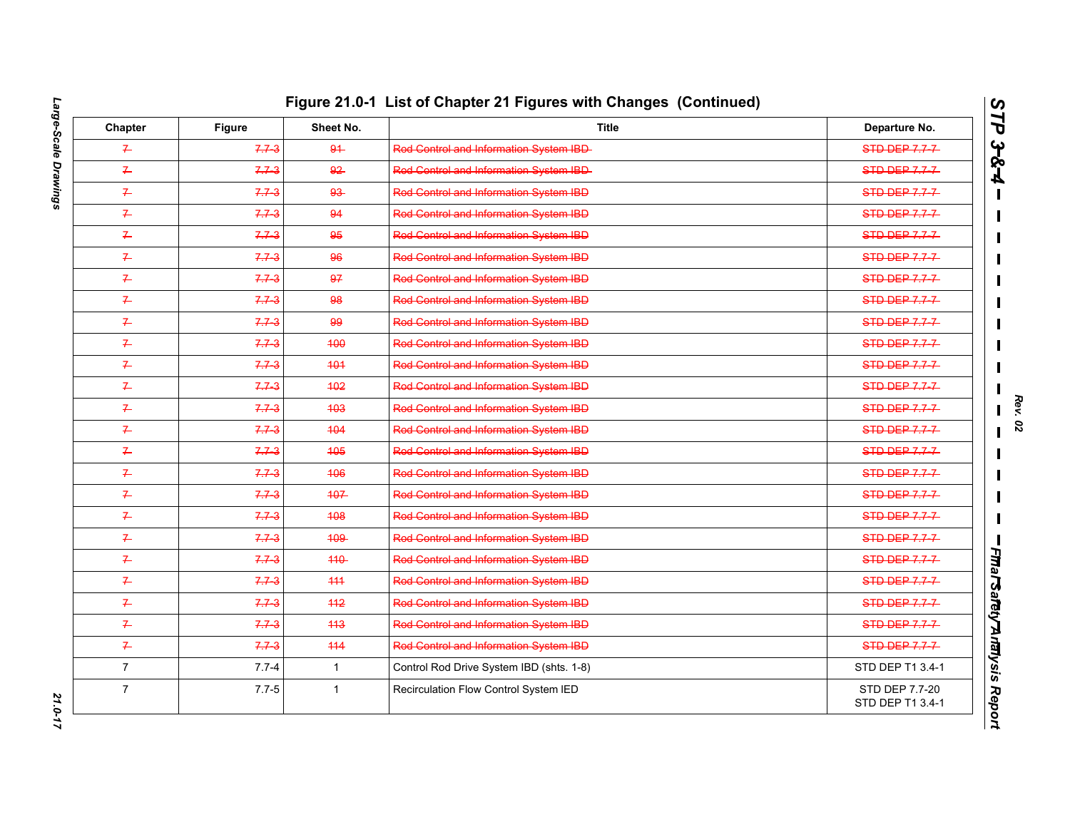# Figure 21.0-1 List of Chapter 21 Figures with Changes (Continued)

| Chapter | Figure | Sheet No. | Title | Departure No. |
|---|---|---|---|---|
| ~~7~~ | ~~7.7-3~~ | ~~91~~ | ~~Rod Control and Information System IBD~~ | ~~STD DEP 7.7-7~~ |
| ~~7~~ | ~~7.7-3~~ | ~~92~~ | ~~Rod Control and Information System IBD~~ | ~~STD DEP 7.7-7~~ |
| ~~7~~ | ~~7.7-3~~ | ~~93~~ | ~~Rod Control and Information System IBD~~ | ~~STD DEP 7.7-7~~ |
| ~~7~~ | ~~7.7-3~~ | ~~94~~ | ~~Rod Control and Information System IBD~~ | ~~STD DEP 7.7-7~~ |
| ~~7~~ | ~~7.7-3~~ | ~~95~~ | ~~Rod Control and Information System IBD~~ | ~~STD DEP 7.7-7~~ |
| ~~7~~ | ~~7.7-3~~ | ~~96~~ | ~~Rod Control and Information System IBD~~ | ~~STD DEP 7.7-7~~ |
| ~~7~~ | ~~7.7-3~~ | ~~97~~ | ~~Rod Control and Information System IBD~~ | ~~STD DEP 7.7-7~~ |
| ~~7~~ | ~~7.7-3~~ | ~~98~~ | ~~Rod Control and Information System IBD~~ | ~~STD DEP 7.7-7~~ |
| ~~7~~ | ~~7.7-3~~ | ~~99~~ | ~~Rod Control and Information System IBD~~ | ~~STD DEP 7.7-7~~ |
| ~~7~~ | ~~7.7-3~~ | ~~100~~ | ~~Rod Control and Information System IBD~~ | ~~STD DEP 7.7-7~~ |
| ~~7~~ | ~~7.7-3~~ | ~~101~~ | ~~Rod Control and Information System IBD~~ | ~~STD DEP 7.7-7~~ |
| ~~7~~ | ~~7.7-3~~ | ~~102~~ | ~~Rod Control and Information System IBD~~ | ~~STD DEP 7.7-7~~ |
| ~~7~~ | ~~7.7-3~~ | ~~103~~ | ~~Rod Control and Information System IBD~~ | ~~STD DEP 7.7-7~~ |
| ~~7~~ | ~~7.7-3~~ | ~~104~~ | ~~Rod Control and Information System IBD~~ | ~~STD DEP 7.7-7~~ |
| ~~7~~ | ~~7.7-3~~ | ~~105~~ | ~~Rod Control and Information System IBD~~ | ~~STD DEP 7.7-7~~ |
| ~~7~~ | ~~7.7-3~~ | ~~106~~ | ~~Rod Control and Information System IBD~~ | ~~STD DEP 7.7-7~~ |
| ~~7~~ | ~~7.7-3~~ | ~~107~~ | ~~Rod Control and Information System IBD~~ | ~~STD DEP 7.7-7~~ |
| ~~7~~ | ~~7.7-3~~ | ~~108~~ | ~~Rod Control and Information System IBD~~ | ~~STD DEP 7.7-7~~ |
| ~~7~~ | ~~7.7-3~~ | ~~109~~ | ~~Rod Control and Information System IBD~~ | ~~STD DEP 7.7-7~~ |
| ~~7~~ | ~~7.7-3~~ | ~~110~~ | ~~Rod Control and Information System IBD~~ | ~~STD DEP 7.7-7~~ |
| ~~7~~ | ~~7.7-3~~ | ~~111~~ | ~~Rod Control and Information System IBD~~ | ~~STD DEP 7.7-7~~ |
| ~~7~~ | ~~7.7-3~~ | ~~112~~ | ~~Rod Control and Information System IBD~~ | ~~STD DEP 7.7-7~~ |
| ~~7~~ | ~~7.7-3~~ | ~~113~~ | ~~Rod Control and Information System IBD~~ | ~~STD DEP 7.7-7~~ |
| ~~7~~ | ~~7.7-3~~ | ~~114~~ | ~~Rod Control and Information System IBD~~ | ~~STD DEP 7.7-7~~ |
| 7 | 7.7-4 | 1 | Control Rod Drive System IBD (shts. 1-8) | STD DEP T1 3.4-1 |
| 7 | 7.7-5 | 1 | Recirculation Flow Control System IED | STD DEP 7.7-20<br>STD DEP T1 3.4-1 |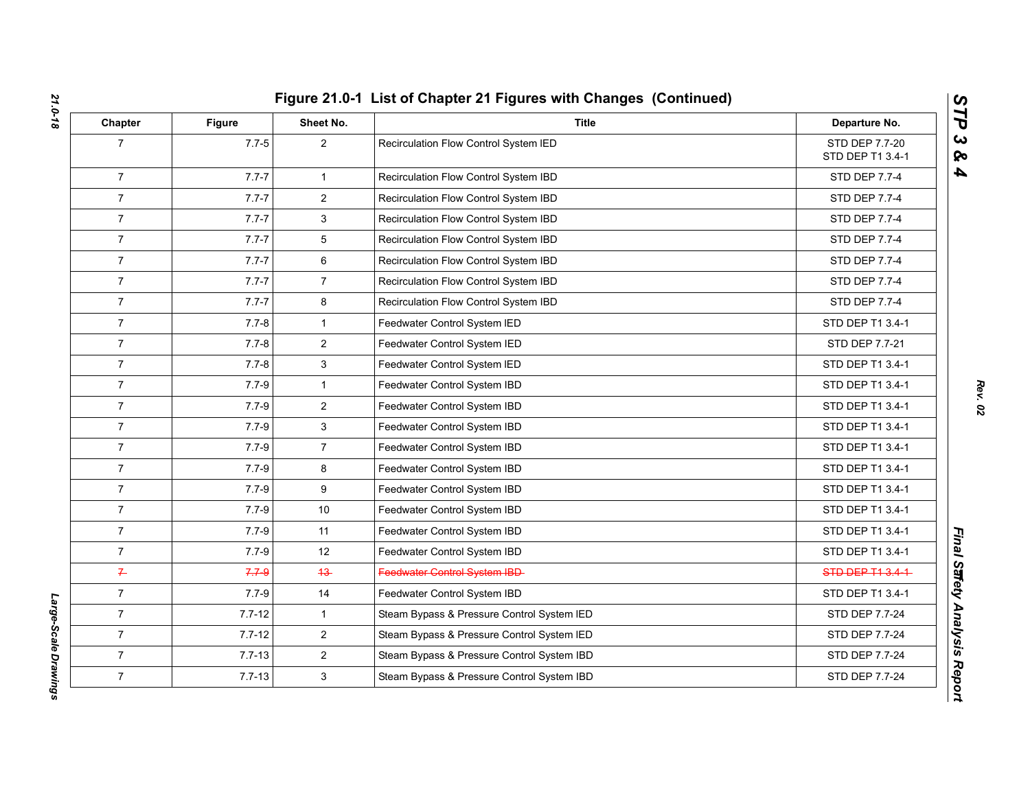# Figure 21.0-1 List of Chapter 21 Figures with Changes (Continued)

| Chapter | Figure | Sheet No. | Title | Departure No. |
|---|---|---|---|---|
| 7 | 7.7-5 | 2 | Recirculation Flow Control System IED | STD DEP 7.7-20<br>STD DEP T1 3.4-1 |
| 7 | 7.7-7 | 1 | Recirculation Flow Control System IBD | STD DEP 7.7-4 |
| 7 | 7.7-7 | 2 | Recirculation Flow Control System IBD | STD DEP 7.7-4 |
| 7 | 7.7-7 | 3 | Recirculation Flow Control System IBD | STD DEP 7.7-4 |
| 7 | 7.7-7 | 5 | Recirculation Flow Control System IBD | STD DEP 7.7-4 |
| 7 | 7.7-7 | 6 | Recirculation Flow Control System IBD | STD DEP 7.7-4 |
| 7 | 7.7-7 | 7 | Recirculation Flow Control System IBD | STD DEP 7.7-4 |
| 7 | 7.7-7 | 8 | Recirculation Flow Control System IBD | STD DEP 7.7-4 |
| 7 | 7.7-8 | 1 | Feedwater Control System IED | STD DEP T1 3.4-1 |
| 7 | 7.7-8 | 2 | Feedwater Control System IED | STD DEP 7.7-21 |
| 7 | 7.7-8 | 3 | Feedwater Control System IED | STD DEP T1 3.4-1 |
| 7 | 7.7-9 | 1 | Feedwater Control System IBD | STD DEP T1 3.4-1 |
| 7 | 7.7-9 | 2 | Feedwater Control System IBD | STD DEP T1 3.4-1 |
| 7 | 7.7-9 | 3 | Feedwater Control System IBD | STD DEP T1 3.4-1 |
| 7 | 7.7-9 | 7 | Feedwater Control System IBD | STD DEP T1 3.4-1 |
| 7 | 7.7-9 | 8 | Feedwater Control System IBD | STD DEP T1 3.4-1 |
| 7 | 7.7-9 | 9 | Feedwater Control System IBD | STD DEP T1 3.4-1 |
| 7 | 7.7-9 | 10 | Feedwater Control System IBD | STD DEP T1 3.4-1 |
| 7 | 7.7-9 | 11 | Feedwater Control System IBD | STD DEP T1 3.4-1 |
| 7 | 7.7-9 | 12 | Feedwater Control System IBD | STD DEP T1 3.4-1 |
| ~~7~~ | ~~7.7-9~~ | ~~13~~ | ~~Feedwater Control System IBD~~ | ~~STD DEP T1 3.4-1~~ |
| 7 | 7.7-9 | 14 | Feedwater Control System IBD | STD DEP T1 3.4-1 |
| 7 | 7.7-12 | 1 | Steam Bypass & Pressure Control System IED | STD DEP 7.7-24 |
| 7 | 7.7-12 | 2 | Steam Bypass & Pressure Control System IED | STD DEP 7.7-24 |
| 7 | 7.7-13 | 2 | Steam Bypass & Pressure Control System IBD | STD DEP 7.7-24 |
| 7 | 7.7-13 | 3 | Steam Bypass & Pressure Control System IBD | STD DEP 7.7-24 |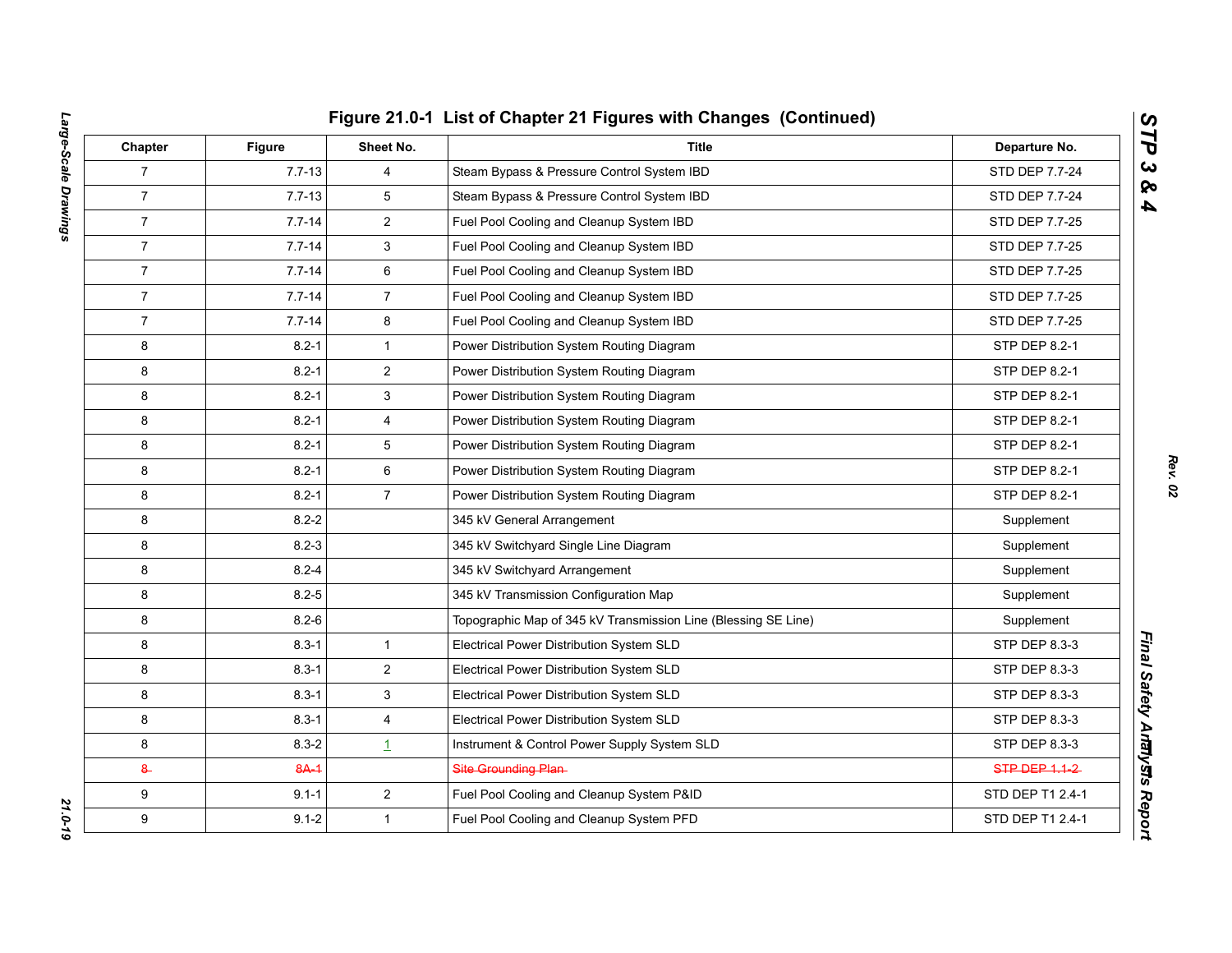# Figure 21.0-1 List of Chapter 21 Figures with Changes (Continued)

| Chapter | Figure | Sheet No. | Title | Departure No. |
|---|---|---|---|---|
| 7 | 7.7-13 | 4 | Steam Bypass & Pressure Control System IBD | STD DEP 7.7-24 |
| 7 | 7.7-13 | 5 | Steam Bypass & Pressure Control System IBD | STD DEP 7.7-24 |
| 7 | 7.7-14 | 2 | Fuel Pool Cooling and Cleanup System IBD | STD DEP 7.7-25 |
| 7 | 7.7-14 | 3 | Fuel Pool Cooling and Cleanup System IBD | STD DEP 7.7-25 |
| 7 | 7.7-14 | 6 | Fuel Pool Cooling and Cleanup System IBD | STD DEP 7.7-25 |
| 7 | 7.7-14 | 7 | Fuel Pool Cooling and Cleanup System IBD | STD DEP 7.7-25 |
| 7 | 7.7-14 | 8 | Fuel Pool Cooling and Cleanup System IBD | STD DEP 7.7-25 |
| 8 | 8.2-1 | 1 | Power Distribution System Routing Diagram | STP DEP 8.2-1 |
| 8 | 8.2-1 | 2 | Power Distribution System Routing Diagram | STP DEP 8.2-1 |
| 8 | 8.2-1 | 3 | Power Distribution System Routing Diagram | STP DEP 8.2-1 |
| 8 | 8.2-1 | 4 | Power Distribution System Routing Diagram | STP DEP 8.2-1 |
| 8 | 8.2-1 | 5 | Power Distribution System Routing Diagram | STP DEP 8.2-1 |
| 8 | 8.2-1 | 6 | Power Distribution System Routing Diagram | STP DEP 8.2-1 |
| 8 | 8.2-1 | 7 | Power Distribution System Routing Diagram | STP DEP 8.2-1 |
| 8 | 8.2-2 | | 345 kV General Arrangement | Supplement |
| 8 | 8.2-3 | | 345 kV Switchyard Single Line Diagram | Supplement |
| 8 | 8.2-4 | | 345 kV Switchyard Arrangement | Supplement |
| 8 | 8.2-5 | | 345 kV Transmission Configuration Map | Supplement |
| 8 | 8.2-6 | | Topographic Map of 345 kV Transmission Line (Blessing SE Line) | Supplement |
| 8 | 8.3-1 | 1 | Electrical Power Distribution System SLD | STP DEP 8.3-3 |
| 8 | 8.3-1 | 2 | Electrical Power Distribution System SLD | STP DEP 8.3-3 |
| 8 | 8.3-1 | 3 | Electrical Power Distribution System SLD | STP DEP 8.3-3 |
| 8 | 8.3-1 | 4 | Electrical Power Distribution System SLD | STP DEP 8.3-3 |
| 8 | 8.3-2 | 1 | Instrument & Control Power Supply System SLD | STP DEP 8.3-3 |
| ~~8~~ | ~~8A-1~~ | | ~~Site Grounding Plan~~ | ~~STP DEP 1.1-2~~ |
| 9 | 9.1-1 | 2 | Fuel Pool Cooling and Cleanup System P&ID | STD DEP T1 2.4-1 |
| 9 | 9.1-2 | 1 | Fuel Pool Cooling and Cleanup System PFD | STD DEP T1 2.4-1 |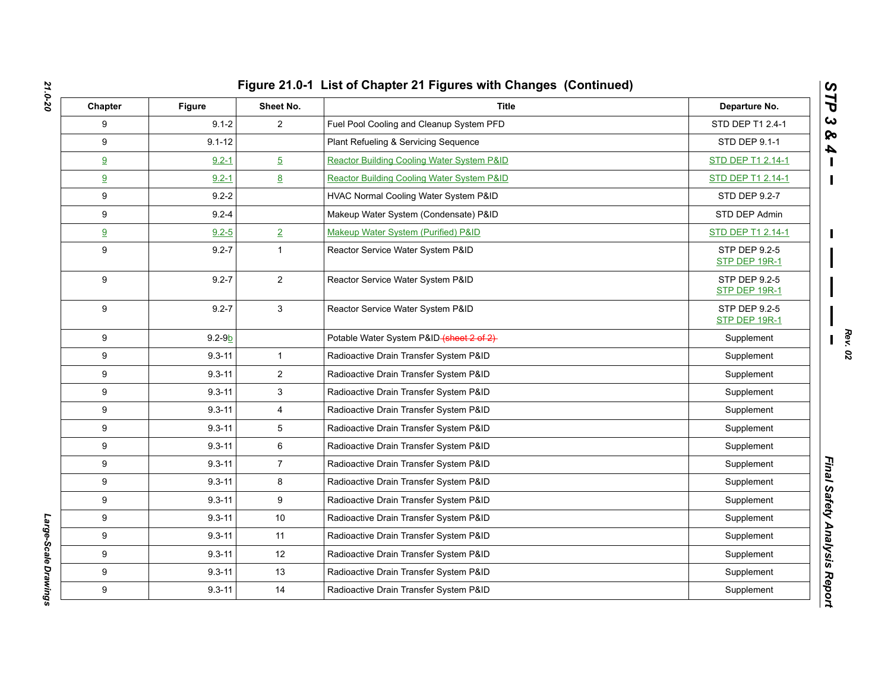# Figure 21.0-1 List of Chapter 21 Figures with Changes (Continued)

| Chapter | Figure | Sheet No. | Title | Departure No. |
|---|---|---|---|---|
| 9 | 9.1-2 | 2 | Fuel Pool Cooling and Cleanup System PFD | STD DEP T1 2.4-1 |
| 9 | 9.1-12 | | Plant Refueling & Servicing Sequence | STD DEP 9.1-1 |
| 9 | 9.2-1 | 5 | Reactor Building Cooling Water System P&ID | STD DEP T1 2.14-1 |
| 9 | 9.2-1 | 8 | Reactor Building Cooling Water System P&ID | STD DEP T1 2.14-1 |
| 9 | 9.2-2 | | HVAC Normal Cooling Water System P&ID | STD DEP 9.2-7 |
| 9 | 9.2-4 | | Makeup Water System (Condensate) P&ID | STD DEP Admin |
| 9 | 9.2-5 | 2 | Makeup Water System (Purified) P&ID | STD DEP T1 2.14-1 |
| 9 | 9.2-7 | 1 | Reactor Service Water System P&ID | STP DEP 9.2-5<br>STP DEP 19R-1 |
| 9 | 9.2-7 | 2 | Reactor Service Water System P&ID | STP DEP 9.2-5<br>STP DEP 19R-1 |
| 9 | 9.2-7 | 3 | Reactor Service Water System P&ID | STP DEP 9.2-5<br>STP DEP 19R-1 |
| 9 | 9.2-9b | | Potable Water System P&ID ~~(sheet 2 of 2)~~ | Supplement |
| 9 | 9.3-11 | 1 | Radioactive Drain Transfer System P&ID | Supplement |
| 9 | 9.3-11 | 2 | Radioactive Drain Transfer System P&ID | Supplement |
| 9 | 9.3-11 | 3 | Radioactive Drain Transfer System P&ID | Supplement |
| 9 | 9.3-11 | 4 | Radioactive Drain Transfer System P&ID | Supplement |
| 9 | 9.3-11 | 5 | Radioactive Drain Transfer System P&ID | Supplement |
| 9 | 9.3-11 | 6 | Radioactive Drain Transfer System P&ID | Supplement |
| 9 | 9.3-11 | 7 | Radioactive Drain Transfer System P&ID | Supplement |
| 9 | 9.3-11 | 8 | Radioactive Drain Transfer System P&ID | Supplement |
| 9 | 9.3-11 | 9 | Radioactive Drain Transfer System P&ID | Supplement |
| 9 | 9.3-11 | 10 | Radioactive Drain Transfer System P&ID | Supplement |
| 9 | 9.3-11 | 11 | Radioactive Drain Transfer System P&ID | Supplement |
| 9 | 9.3-11 | 12 | Radioactive Drain Transfer System P&ID | Supplement |
| 9 | 9.3-11 | 13 | Radioactive Drain Transfer System P&ID | Supplement |
| 9 | 9.3-11 | 14 | Radioactive Drain Transfer System P&ID | Supplement |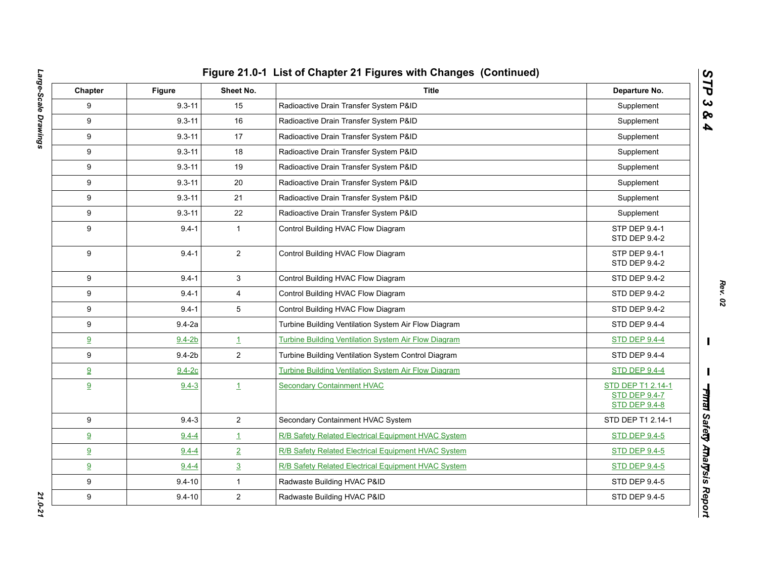# Figure 21.0-1 List of Chapter 21 Figures with Changes (Continued)

| Chapter | Figure | Sheet No. | Title | Departure No. |
|---|---|---|---|---|
| 9 | 9.3-11 | 15 | Radioactive Drain Transfer System P&ID | Supplement |
| 9 | 9.3-11 | 16 | Radioactive Drain Transfer System P&ID | Supplement |
| 9 | 9.3-11 | 17 | Radioactive Drain Transfer System P&ID | Supplement |
| 9 | 9.3-11 | 18 | Radioactive Drain Transfer System P&ID | Supplement |
| 9 | 9.3-11 | 19 | Radioactive Drain Transfer System P&ID | Supplement |
| 9 | 9.3-11 | 20 | Radioactive Drain Transfer System P&ID | Supplement |
| 9 | 9.3-11 | 21 | Radioactive Drain Transfer System P&ID | Supplement |
| 9 | 9.3-11 | 22 | Radioactive Drain Transfer System P&ID | Supplement |
| 9 | 9.4-1 | 1 | Control Building HVAC Flow Diagram | STP DEP 9.4-1<br>STD DEP 9.4-2 |
| 9 | 9.4-1 | 2 | Control Building HVAC Flow Diagram | STP DEP 9.4-1<br>STD DEP 9.4-2 |
| 9 | 9.4-1 | 3 | Control Building HVAC Flow Diagram | STD DEP 9.4-2 |
| 9 | 9.4-1 | 4 | Control Building HVAC Flow Diagram | STD DEP 9.4-2 |
| 9 | 9.4-1 | 5 | Control Building HVAC Flow Diagram | STD DEP 9.4-2 |
| 9 | 9.4-2a | | Turbine Building Ventilation System Air Flow Diagram | STD DEP 9.4-4 |
| 9 | 9.4-2b | 1 | Turbine Building Ventilation System Air Flow Diagram | STD DEP 9.4-4 |
| 9 | 9.4-2b | 2 | Turbine Building Ventilation System Control Diagram | STD DEP 9.4-4 |
| 9 | 9.4-2c | | Turbine Building Ventilation System Air Flow Diagram | STD DEP 9.4-4 |
| 9 | 9.4-3 | 1 | Secondary Containment HVAC | STD DEP T1 2.14-1<br>STD DEP 9.4-7<br>STD DEP 9.4-8 |
| 9 | 9.4-3 | 2 | Secondary Containment HVAC System | STD DEP T1 2.14-1 |
| 9 | 9.4-4 | 1 | R/B Safety Related Electrical Equipment HVAC System | STD DEP 9.4-5 |
| 9 | 9.4-4 | 2 | R/B Safety Related Electrical Equipment HVAC System | STD DEP 9.4-5 |
| 9 | 9.4-4 | 3 | R/B Safety Related Electrical Equipment HVAC System | STD DEP 9.4-5 |
| 9 | 9.4-10 | 1 | Radwaste Building HVAC P&ID | STD DEP 9.4-5 |
| 9 | 9.4-10 | 2 | Radwaste Building HVAC P&ID | STD DEP 9.4-5 |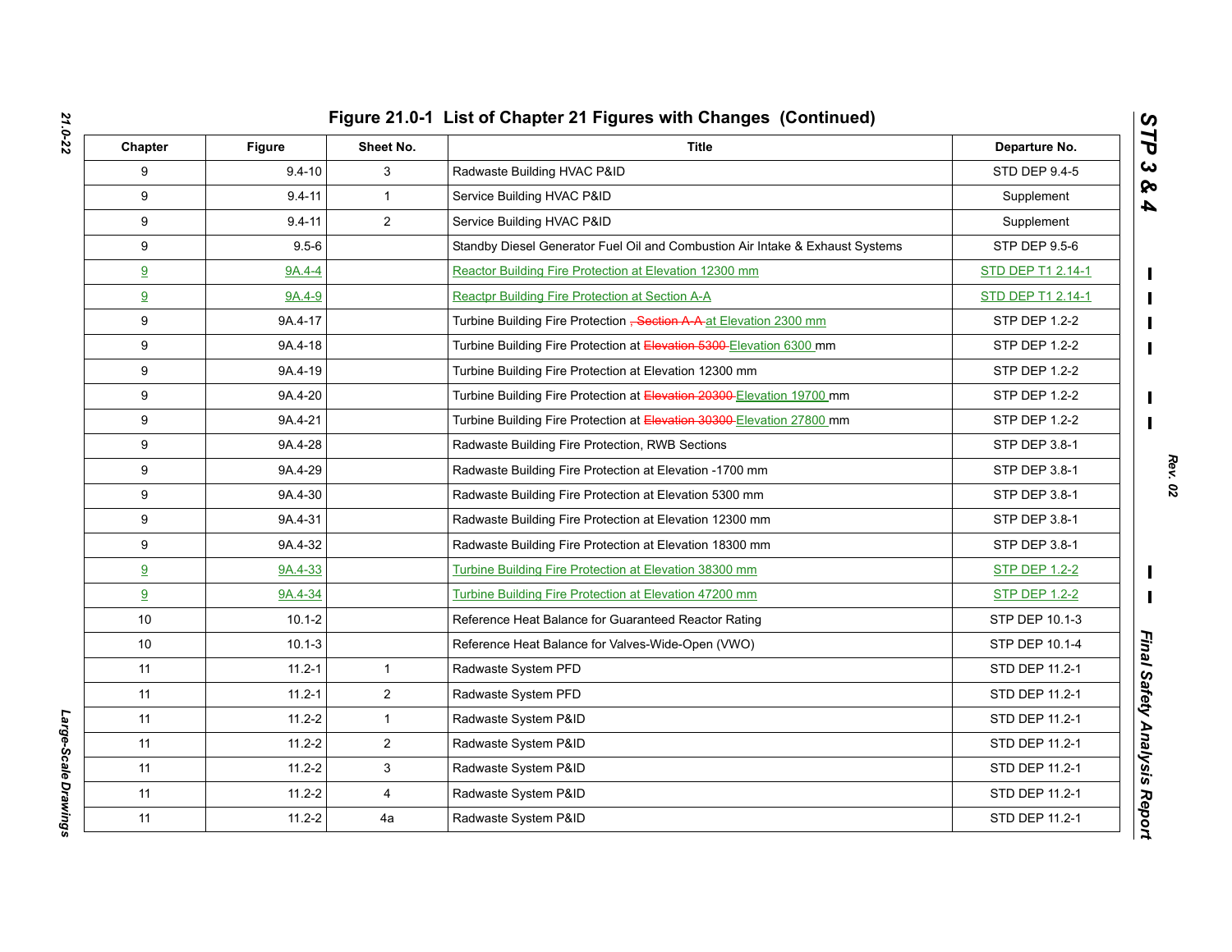# Figure 21.0-1 List of Chapter 21 Figures with Changes (Continued)

| Chapter | Figure | Sheet No. | Title | Departure No. |
|---|---|---|---|---|
| 9 | 9.4-10 | 3 | Radwaste Building HVAC P&ID | STD DEP 9.4-5 |
| 9 | 9.4-11 | 1 | Service Building HVAC P&ID | Supplement |
| 9 | 9.4-11 | 2 | Service Building HVAC P&ID | Supplement |
| 9 | 9.5-6 | | Standby Diesel Generator Fuel Oil and Combustion Air Intake & Exhaust Systems | STP DEP 9.5-6 |
| 9 | 9A.4-4 | | Reactor Building Fire Protection at Elevation 12300 mm | STD DEP T1 2.14-1 |
| 9 | 9A.4-9 | | Reactpr Building Fire Protection at Section A-A | STD DEP T1 2.14-1 |
| 9 | 9A.4-17 | | Turbine Building Fire Protection ~~, Section A-A~~ at Elevation 2300 mm | STP DEP 1.2-2 |
| 9 | 9A.4-18 | | Turbine Building Fire Protection at ~~Elevation 5300~~ Elevation 6300 mm | STP DEP 1.2-2 |
| 9 | 9A.4-19 | | Turbine Building Fire Protection at Elevation 12300 mm | STP DEP 1.2-2 |
| 9 | 9A.4-20 | | Turbine Building Fire Protection at ~~Elevation 20300~~ Elevation 19700 mm | STP DEP 1.2-2 |
| 9 | 9A.4-21 | | Turbine Building Fire Protection at ~~Elevation 30300~~ Elevation 27800 mm | STP DEP 1.2-2 |
| 9 | 9A.4-28 | | Radwaste Building Fire Protection, RWB Sections | STP DEP 3.8-1 |
| 9 | 9A.4-29 | | Radwaste Building Fire Protection at Elevation -1700 mm | STP DEP 3.8-1 |
| 9 | 9A.4-30 | | Radwaste Building Fire Protection at Elevation 5300 mm | STP DEP 3.8-1 |
| 9 | 9A.4-31 | | Radwaste Building Fire Protection at Elevation 12300 mm | STP DEP 3.8-1 |
| 9 | 9A.4-32 | | Radwaste Building Fire Protection at Elevation 18300 mm | STP DEP 3.8-1 |
| 9 | 9A.4-33 | | Turbine Building Fire Protection at Elevation 38300 mm | STP DEP 1.2-2 |
| 9 | 9A.4-34 | | Turbine Building Fire Protection at Elevation 47200 mm | STP DEP 1.2-2 |
| 10 | 10.1-2 | | Reference Heat Balance for Guaranteed Reactor Rating | STP DEP 10.1-3 |
| 10 | 10.1-3 | | Reference Heat Balance for Valves-Wide-Open (VWO) | STP DEP 10.1-4 |
| 11 | 11.2-1 | 1 | Radwaste System PFD | STD DEP 11.2-1 |
| 11 | 11.2-1 | 2 | Radwaste System PFD | STD DEP 11.2-1 |
| 11 | 11.2-2 | 1 | Radwaste System P&ID | STD DEP 11.2-1 |
| 11 | 11.2-2 | 2 | Radwaste System P&ID | STD DEP 11.2-1 |
| 11 | 11.2-2 | 3 | Radwaste System P&ID | STD DEP 11.2-1 |
| 11 | 11.2-2 | 4 | Radwaste System P&ID | STD DEP 11.2-1 |
| 11 | 11.2-2 | 4a | Radwaste System P&ID | STD DEP 11.2-1 |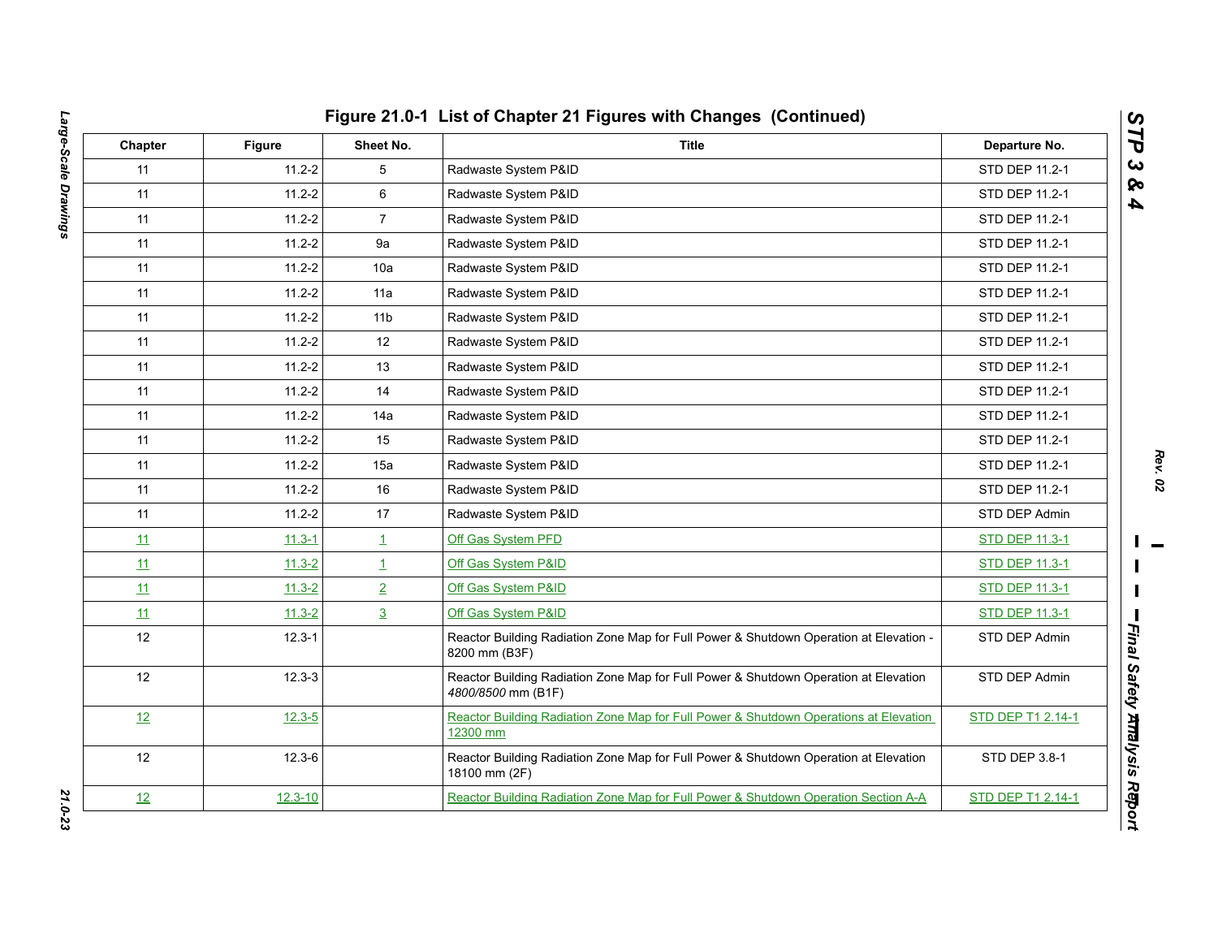## Figure 21.0-1 List of Chapter 21 Figures with Changes (Continued)

| Chapter | Figure | Sheet No. | Title | Departure No. |
|---|---|---|---|---|
| 11 | 11.2-2 | 5 | Radwaste System P&ID | STD DEP 11.2-1 |
| 11 | 11.2-2 | 6 | Radwaste System P&ID | STD DEP 11.2-1 |
| 11 | 11.2-2 | 7 | Radwaste System P&ID | STD DEP 11.2-1 |
| 11 | 11.2-2 | 9a | Radwaste System P&ID | STD DEP 11.2-1 |
| 11 | 11.2-2 | 10a | Radwaste System P&ID | STD DEP 11.2-1 |
| 11 | 11.2-2 | 11a | Radwaste System P&ID | STD DEP 11.2-1 |
| 11 | 11.2-2 | 11b | Radwaste System P&ID | STD DEP 11.2-1 |
| 11 | 11.2-2 | 12 | Radwaste System P&ID | STD DEP 11.2-1 |
| 11 | 11.2-2 | 13 | Radwaste System P&ID | STD DEP 11.2-1 |
| 11 | 11.2-2 | 14 | Radwaste System P&ID | STD DEP 11.2-1 |
| 11 | 11.2-2 | 14a | Radwaste System P&ID | STD DEP 11.2-1 |
| 11 | 11.2-2 | 15 | Radwaste System P&ID | STD DEP 11.2-1 |
| 11 | 11.2-2 | 15a | Radwaste System P&ID | STD DEP 11.2-1 |
| 11 | 11.2-2 | 16 | Radwaste System P&ID | STD DEP 11.2-1 |
| 11 | 11.2-2 | 17 | Radwaste System P&ID | STD DEP Admin |
| 11 | 11.3-1 | 1 | Off Gas System PFD | STD DEP 11.3-1 |
| 11 | 11.3-2 | 1 | Off Gas System P&ID | STD DEP 11.3-1 |
| 11 | 11.3-2 | 2 | Off Gas System P&ID | STD DEP 11.3-1 |
| 11 | 11.3-2 | 3 | Off Gas System P&ID | STD DEP 11.3-1 |
| 12 | 12.3-1 | | Reactor Building Radiation Zone Map for Full Power & Shutdown Operation at Elevation -8200 mm (B3F) | STD DEP Admin |
| 12 | 12.3-3 | | Reactor Building Radiation Zone Map for Full Power & Shutdown Operation at Elevation *4800/8500* mm (B1F) | STD DEP Admin |
| 12 | 12.3-5 | | Reactor Building Radiation Zone Map for Full Power & Shutdown Operations at Elevation 12300 mm | STD DEP T1 2.14-1 |
| 12 | 12.3-6 | | Reactor Building Radiation Zone Map for Full Power & Shutdown Operation at Elevation 18100 mm (2F) | STD DEP 3.8-1 |
| 12 | 12.3-10 | | Reactor Building Radiation Zone Map for Full Power & Shutdown Operation Section A-A | STD DEP T1 2.14-1 |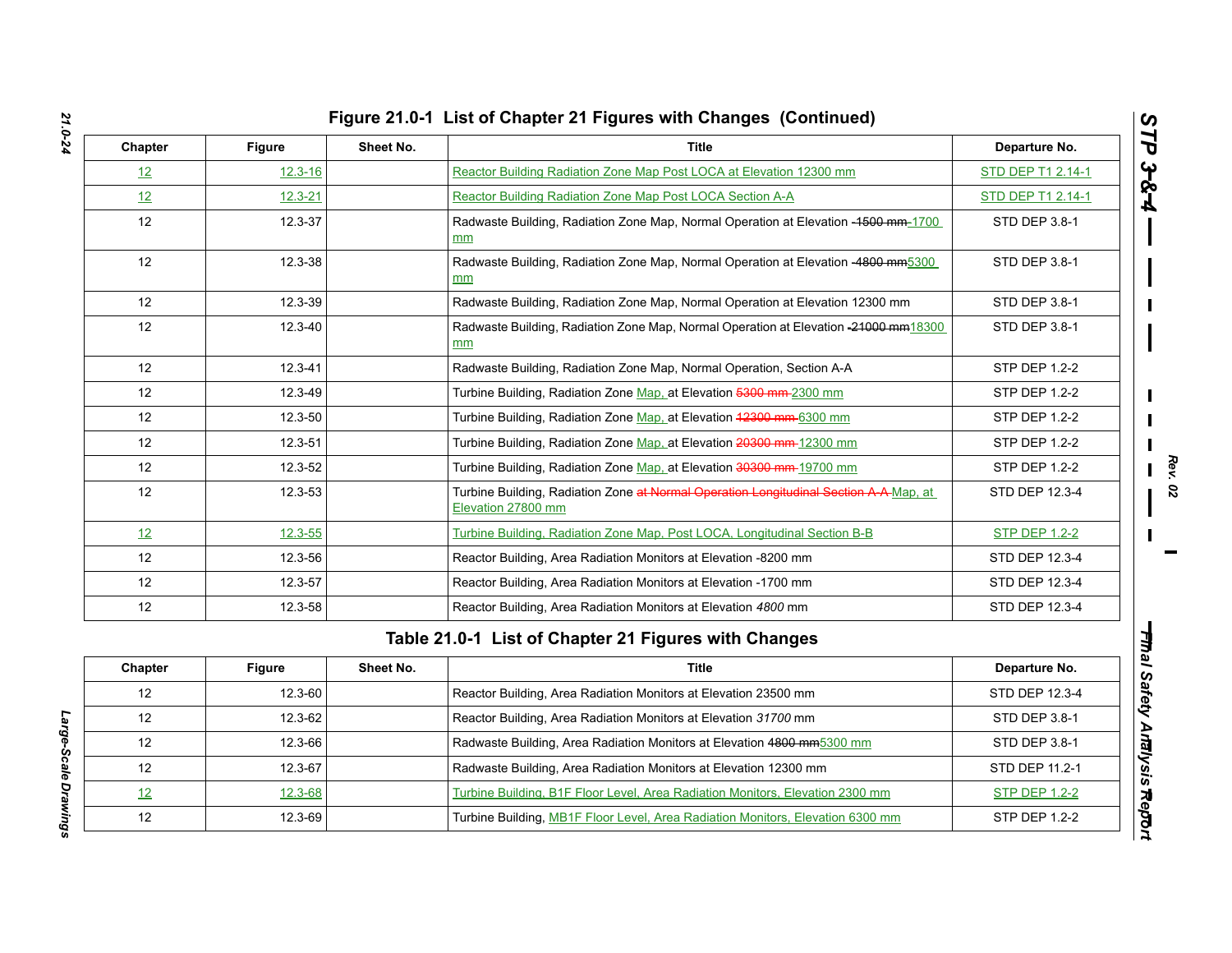## Figure 21.0-1 List of Chapter 21 Figures with Changes (Continued)

| Chapter | Figure | Sheet No. | Title | Departure No. |
|---|---|---|---|---|
| 12 | 12.3-16 | | Reactor Building Radiation Zone Map Post LOCA at Elevation 12300 mm | STD DEP T1 2.14-1 |
| 12 | 12.3-21 | | Reactor Building Radiation Zone Map Post LOCA Section A-A | STD DEP T1 2.14-1 |
| 12 | 12.3-37 | | Radwaste Building, Radiation Zone Map, Normal Operation at Elevation ~~-1500 mm~~ 1700 mm | STD DEP 3.8-1 |
| 12 | 12.3-38 | | Radwaste Building, Radiation Zone Map, Normal Operation at Elevation ~~-4800 mm~~5300 mm | STD DEP 3.8-1 |
| 12 | 12.3-39 | | Radwaste Building, Radiation Zone Map, Normal Operation at Elevation 12300 mm | STD DEP 3.8-1 |
| 12 | 12.3-40 | | Radwaste Building, Radiation Zone Map, Normal Operation at Elevation ~~-21000 mm~~18300 mm | STD DEP 3.8-1 |
| 12 | 12.3-41 | | Radwaste Building, Radiation Zone Map, Normal Operation, Section A-A | STP DEP 1.2-2 |
| 12 | 12.3-49 | | Turbine Building, Radiation Zone Map, at Elevation ~~5300 mm~~ 2300 mm | STP DEP 1.2-2 |
| 12 | 12.3-50 | | Turbine Building, Radiation Zone Map, at Elevation ~~12300 mm~~ 6300 mm | STP DEP 1.2-2 |
| 12 | 12.3-51 | | Turbine Building, Radiation Zone Map, at Elevation ~~20300 mm~~ 12300 mm | STP DEP 1.2-2 |
| 12 | 12.3-52 | | Turbine Building, Radiation Zone Map, at Elevation ~~30300 mm~~ 19700 mm | STP DEP 1.2-2 |
| 12 | 12.3-53 | | Turbine Building, Radiation Zone ~~at Normal Operation Longitudinal Section A-A~~ Map, at Elevation 27800 mm | STD DEP 12.3-4 |
| 12 | 12.3-55 | | Turbine Building, Radiation Zone Map, Post LOCA, Longitudinal Section B-B | STP DEP 1.2-2 |
| 12 | 12.3-56 | | Reactor Building, Area Radiation Monitors at Elevation -8200 mm | STD DEP 12.3-4 |
| 12 | 12.3-57 | | Reactor Building, Area Radiation Monitors at Elevation -1700 mm | STD DEP 12.3-4 |
| 12 | 12.3-58 | | Reactor Building, Area Radiation Monitors at Elevation *4800* mm | STD DEP 12.3-4 |

## Table 21.0-1 List of Chapter 21 Figures with Changes

| Chapter | Figure | Sheet No. | Title | Departure No. |
|---|---|---|---|---|
| 12 | 12.3-60 | | Reactor Building, Area Radiation Monitors at Elevation 23500 mm | STD DEP 12.3-4 |
| 12 | 12.3-62 | | Reactor Building, Area Radiation Monitors at Elevation *31700* mm | STD DEP 3.8-1 |
| 12 | 12.3-66 | | Radwaste Building, Area Radiation Monitors at Elevation ~~4800 mm~~5300 mm | STD DEP 3.8-1 |
| 12 | 12.3-67 | | Radwaste Building, Area Radiation Monitors at Elevation 12300 mm | STD DEP 11.2-1 |
| 12 | 12.3-68 | | Turbine Building, B1F Floor Level, Area Radiation Monitors, Elevation 2300 mm | STP DEP 1.2-2 |
| 12 | 12.3-69 | | Turbine Building, MB1F Floor Level, Area Radiation Monitors, Elevation 6300 mm | STP DEP 1.2-2 |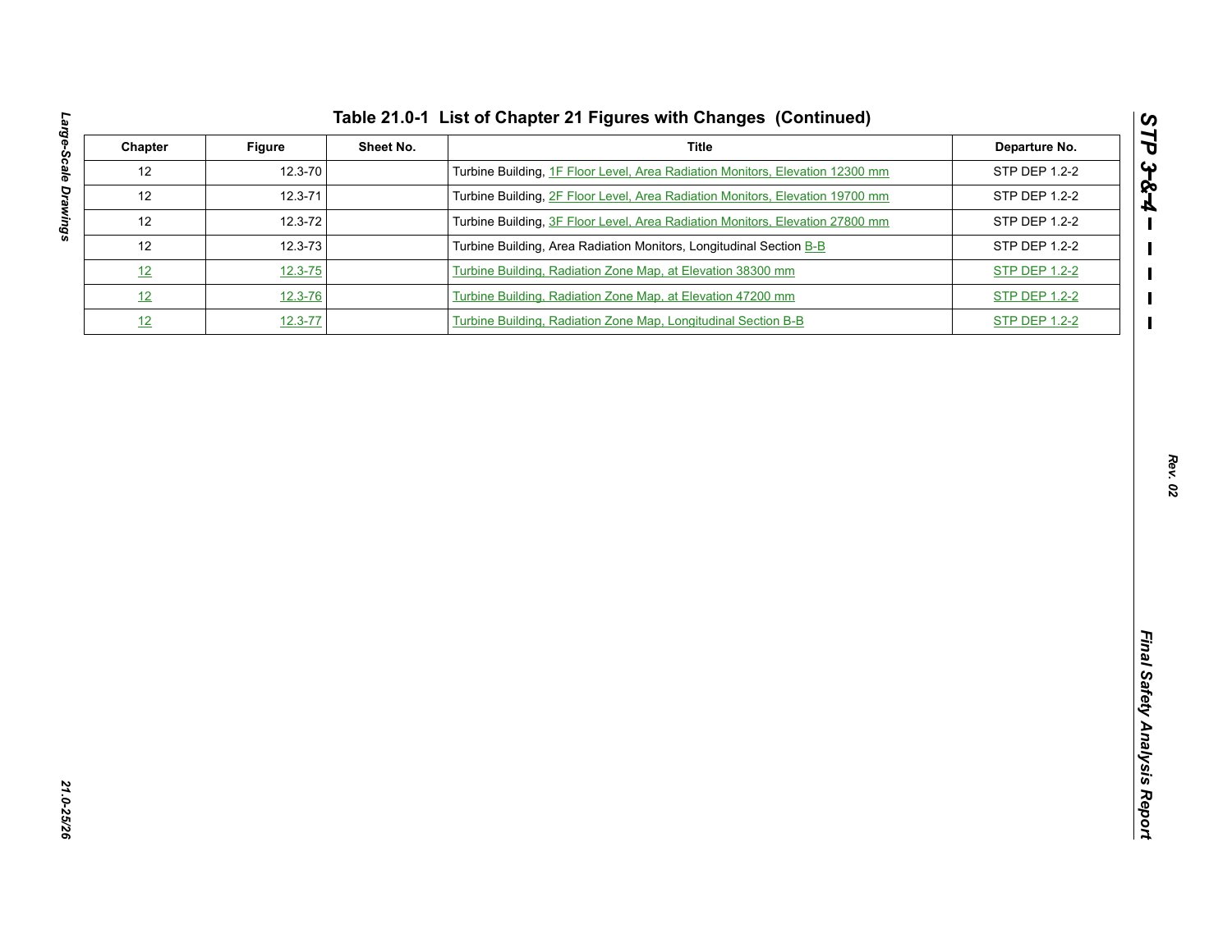## Table 21.0-1 List of Chapter 21 Figures with Changes (Continued)

| Chapter | Figure | Sheet No. | Title | Departure No. |
|---|---|---|---|---|
| 12 | 12.3-70 | | Turbine Building, 1F Floor Level, Area Radiation Monitors, Elevation 12300 mm | STP DEP 1.2-2 |
| 12 | 12.3-71 | | Turbine Building, 2F Floor Level, Area Radiation Monitors, Elevation 19700 mm | STP DEP 1.2-2 |
| 12 | 12.3-72 | | Turbine Building, 3F Floor Level, Area Radiation Monitors, Elevation 27800 mm | STP DEP 1.2-2 |
| 12 | 12.3-73 | | Turbine Building, Area Radiation Monitors, Longitudinal Section B-B | STP DEP 1.2-2 |
| 12 | 12.3-75 | | Turbine Building, Radiation Zone Map, at Elevation 38300 mm | STP DEP 1.2-2 |
| 12 | 12.3-76 | | Turbine Building, Radiation Zone Map, at Elevation 47200 mm | STP DEP 1.2-2 |
| 12 | 12.3-77 | | Turbine Building, Radiation Zone Map, Longitudinal Section B-B | STP DEP 1.2-2 |